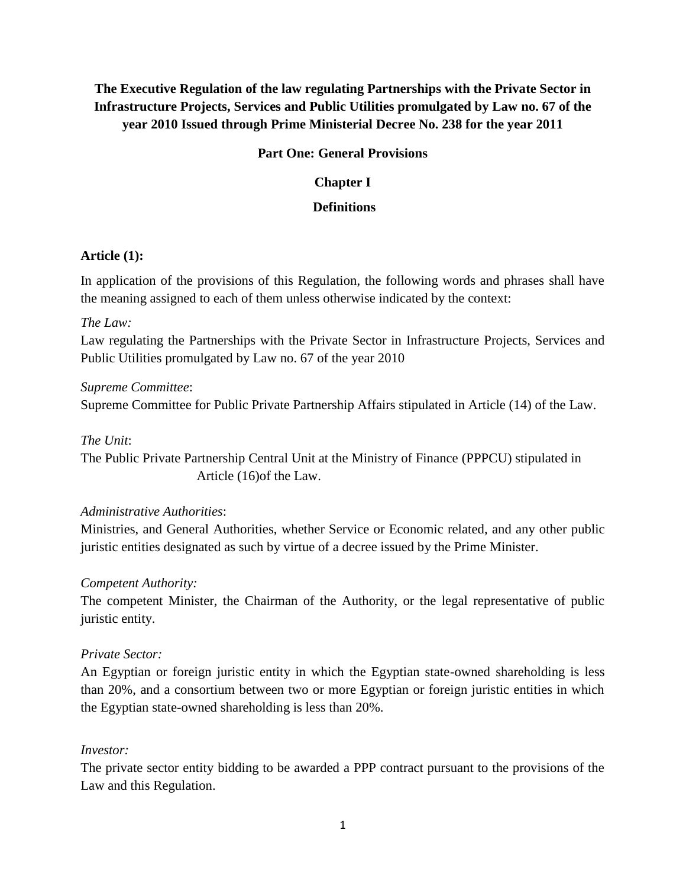# The Executive Regulation of the law regulating Partnerships with the Private Sector in Infrastructure Projects, Services and Public Utilities promulgated by Law no. 67 of the year 2010 Issued through Prime Ministerial Decree No. 238 for the year 2011

## Part One: General Provisions

### Chapter I

### Definitions

**Article (1):**

In application of the provisions of this Regulation, the following words and phrases shall have the meaning assigned to each of them unless otherwise indicated by the context:

*The Law:*
Law regulating the Partnerships with the Private Sector in Infrastructure Projects, Services and Public Utilities promulgated by Law no. 67 of the year 2010

*Supreme Committee*:
Supreme Committee for Public Private Partnership Affairs stipulated in Article (14) of the Law.

*The Unit*:
The Public Private Partnership Central Unit at the Ministry of Finance (PPPCU) stipulated in Article (16)of the Law.

*Administrative Authorities*:
Ministries, and General Authorities, whether Service or Economic related, and any other public juristic entities designated as such by virtue of a decree issued by the Prime Minister.

*Competent Authority:*
The competent Minister, the Chairman of the Authority, or the legal representative of public juristic entity.

*Private Sector:*
An Egyptian or foreign juristic entity in which the Egyptian state-owned shareholding is less than 20%, and a consortium between two or more Egyptian or foreign juristic entities in which the Egyptian state-owned shareholding is less than 20%.

*Investor:*
The private sector entity bidding to be awarded a PPP contract pursuant to the provisions of the Law and this Regulation.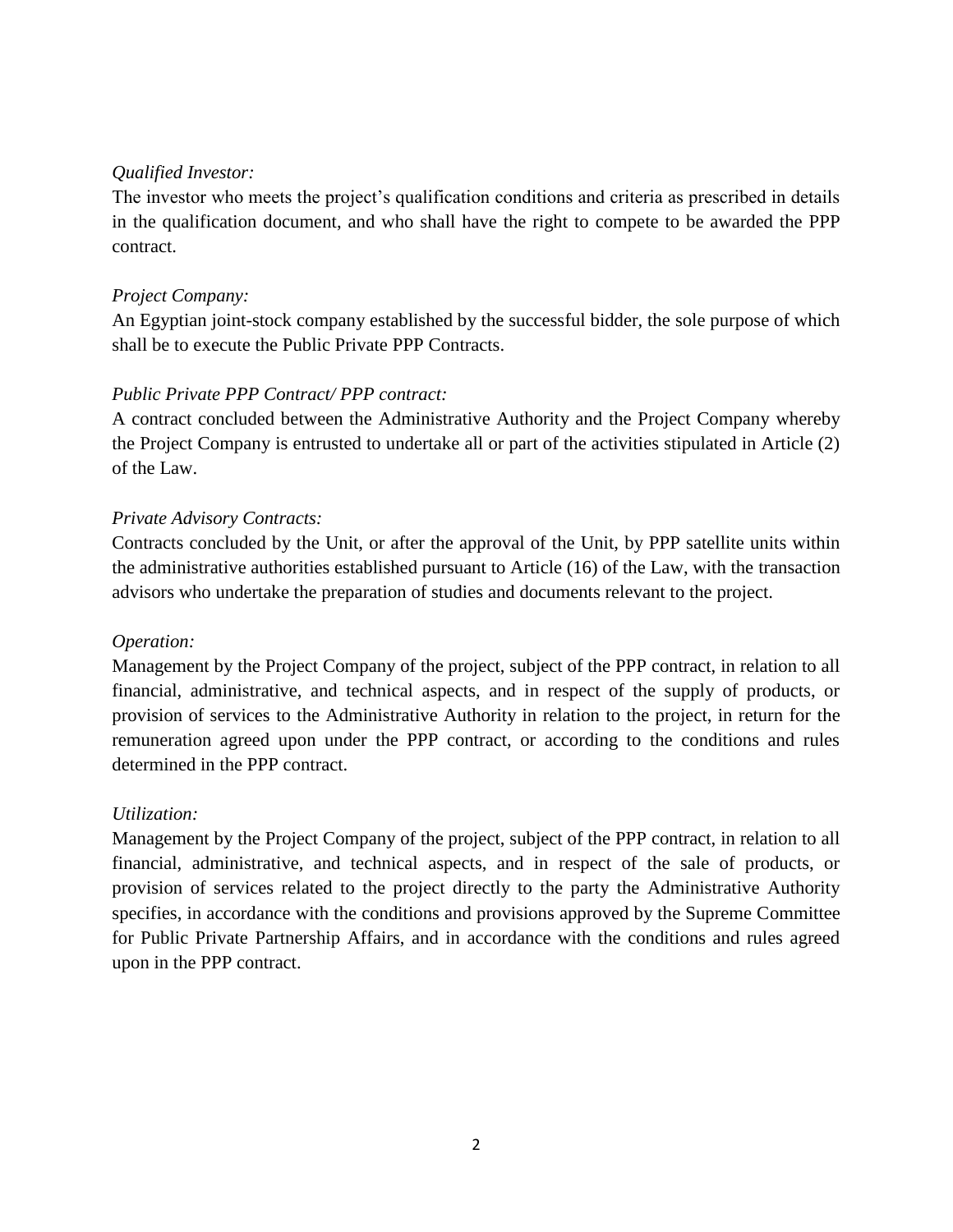*Qualified Investor:*
The investor who meets the project's qualification conditions and criteria as prescribed in details in the qualification document, and who shall have the right to compete to be awarded the PPP contract.

*Project Company:*
An Egyptian joint-stock company established by the successful bidder, the sole purpose of which shall be to execute the Public Private PPP Contracts.

*Public Private PPP Contract/ PPP contract:*
A contract concluded between the Administrative Authority and the Project Company whereby the Project Company is entrusted to undertake all or part of the activities stipulated in Article (2) of the Law.

*Private Advisory Contracts:*
Contracts concluded by the Unit, or after the approval of the Unit, by PPP satellite units within the administrative authorities established pursuant to Article (16) of the Law, with the transaction advisors who undertake the preparation of studies and documents relevant to the project.

*Operation:*
Management by the Project Company of the project, subject of the PPP contract, in relation to all financial, administrative, and technical aspects, and in respect of the supply of products, or provision of services to the Administrative Authority in relation to the project, in return for the remuneration agreed upon under the PPP contract, or according to the conditions and rules determined in the PPP contract.

*Utilization:*
Management by the Project Company of the project, subject of the PPP contract, in relation to all financial, administrative, and technical aspects, and in respect of the sale of products, or provision of services related to the project directly to the party the Administrative Authority specifies, in accordance with the conditions and provisions approved by the Supreme Committee for Public Private Partnership Affairs, and in accordance with the conditions and rules agreed upon in the PPP contract.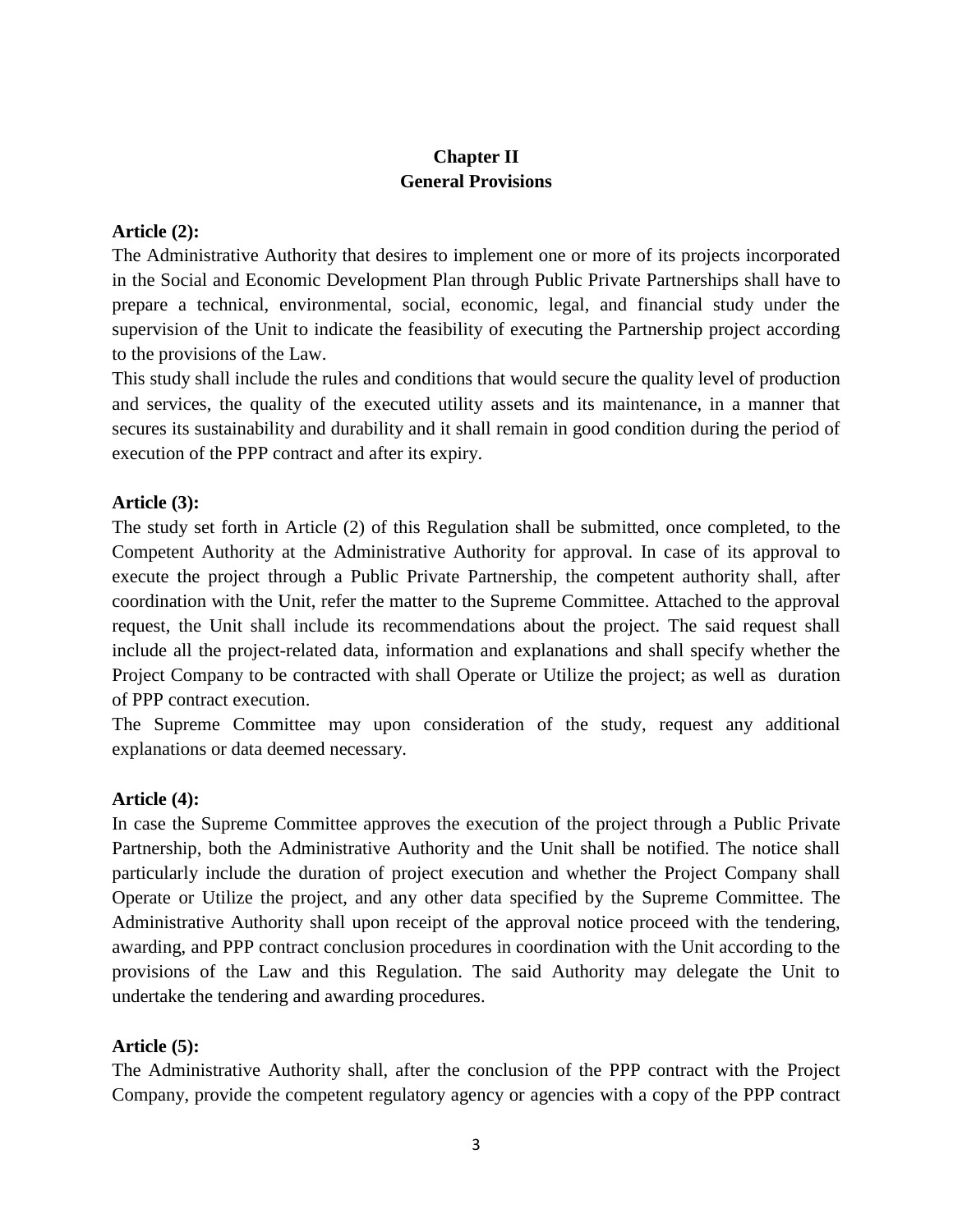# Chapter II
# General Provisions

**Article (2):**

The Administrative Authority that desires to implement one or more of its projects incorporated in the Social and Economic Development Plan through Public Private Partnerships shall have to prepare a technical, environmental, social, economic, legal, and financial study under the supervision of the Unit to indicate the feasibility of executing the Partnership project according to the provisions of the Law.

This study shall include the rules and conditions that would secure the quality level of production and services, the quality of the executed utility assets and its maintenance, in a manner that secures its sustainability and durability and it shall remain in good condition during the period of execution of the PPP contract and after its expiry.

**Article (3):**

The study set forth in Article (2) of this Regulation shall be submitted, once completed, to the Competent Authority at the Administrative Authority for approval. In case of its approval to execute the project through a Public Private Partnership, the competent authority shall, after coordination with the Unit, refer the matter to the Supreme Committee. Attached to the approval request, the Unit shall include its recommendations about the project. The said request shall include all the project-related data, information and explanations and shall specify whether the Project Company to be contracted with shall Operate or Utilize the project; as well as duration of PPP contract execution.

The Supreme Committee may upon consideration of the study, request any additional explanations or data deemed necessary.

**Article (4):**

In case the Supreme Committee approves the execution of the project through a Public Private Partnership, both the Administrative Authority and the Unit shall be notified. The notice shall particularly include the duration of project execution and whether the Project Company shall Operate or Utilize the project, and any other data specified by the Supreme Committee. The Administrative Authority shall upon receipt of the approval notice proceed with the tendering, awarding, and PPP contract conclusion procedures in coordination with the Unit according to the provisions of the Law and this Regulation. The said Authority may delegate the Unit to undertake the tendering and awarding procedures.

**Article (5):**

The Administrative Authority shall, after the conclusion of the PPP contract with the Project Company, provide the competent regulatory agency or agencies with a copy of the PPP contract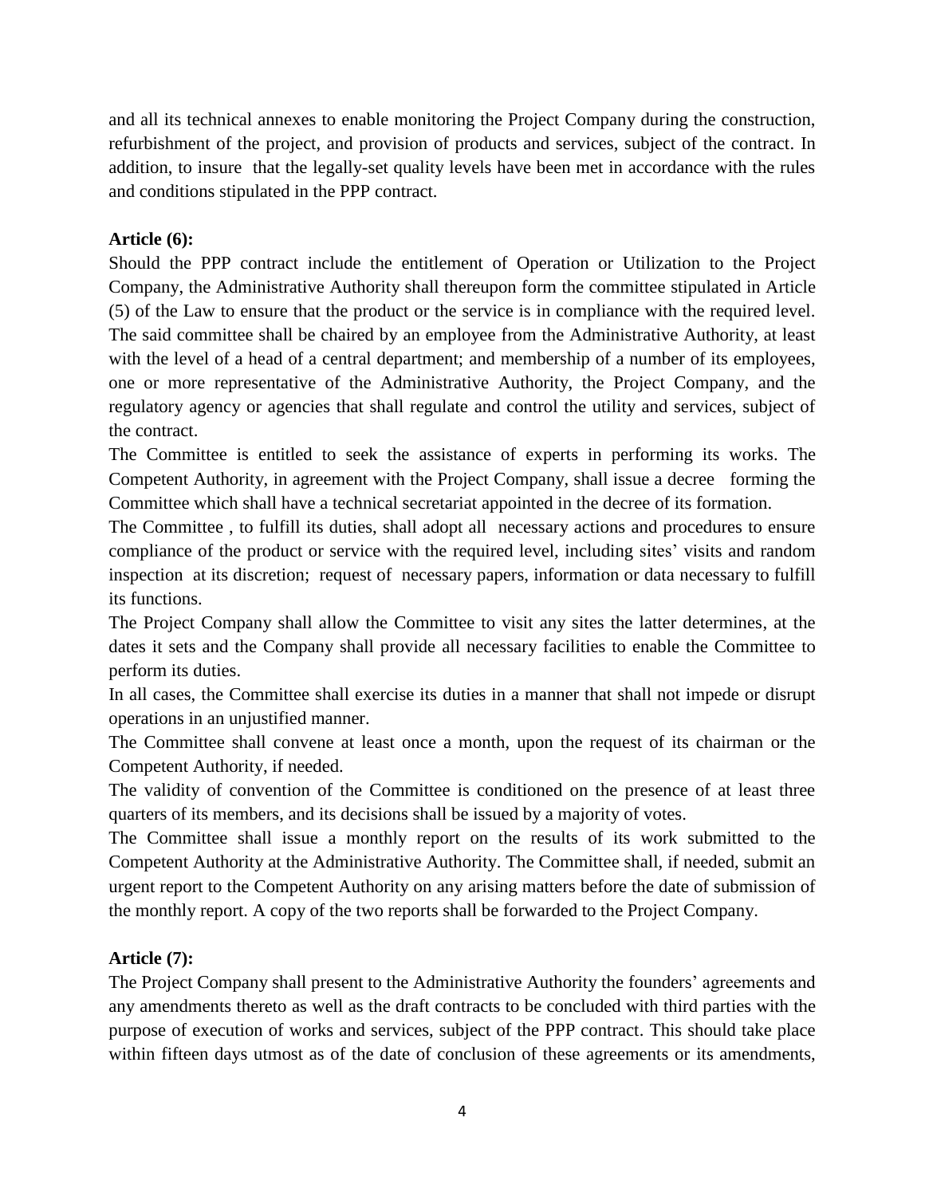and all its technical annexes to enable monitoring the Project Company during the construction, refurbishment of the project, and provision of products and services, subject of the contract. In addition, to insure that the legally-set quality levels have been met in accordance with the rules and conditions stipulated in the PPP contract.

**Article (6):**

Should the PPP contract include the entitlement of Operation or Utilization to the Project Company, the Administrative Authority shall thereupon form the committee stipulated in Article (5) of the Law to ensure that the product or the service is in compliance with the required level. The said committee shall be chaired by an employee from the Administrative Authority, at least with the level of a head of a central department; and membership of a number of its employees, one or more representative of the Administrative Authority, the Project Company, and the regulatory agency or agencies that shall regulate and control the utility and services, subject of the contract.

The Committee is entitled to seek the assistance of experts in performing its works. The Competent Authority, in agreement with the Project Company, shall issue a decree forming the Committee which shall have a technical secretariat appointed in the decree of its formation.

The Committee , to fulfill its duties, shall adopt all necessary actions and procedures to ensure compliance of the product or service with the required level, including sites' visits and random inspection at its discretion; request of necessary papers, information or data necessary to fulfill its functions.

The Project Company shall allow the Committee to visit any sites the latter determines, at the dates it sets and the Company shall provide all necessary facilities to enable the Committee to perform its duties.

In all cases, the Committee shall exercise its duties in a manner that shall not impede or disrupt operations in an unjustified manner.

The Committee shall convene at least once a month, upon the request of its chairman or the Competent Authority, if needed.

The validity of convention of the Committee is conditioned on the presence of at least three quarters of its members, and its decisions shall be issued by a majority of votes.

The Committee shall issue a monthly report on the results of its work submitted to the Competent Authority at the Administrative Authority. The Committee shall, if needed, submit an urgent report to the Competent Authority on any arising matters before the date of submission of the monthly report. A copy of the two reports shall be forwarded to the Project Company.

**Article (7):**

The Project Company shall present to the Administrative Authority the founders' agreements and any amendments thereto as well as the draft contracts to be concluded with third parties with the purpose of execution of works and services, subject of the PPP contract. This should take place within fifteen days utmost as of the date of conclusion of these agreements or its amendments,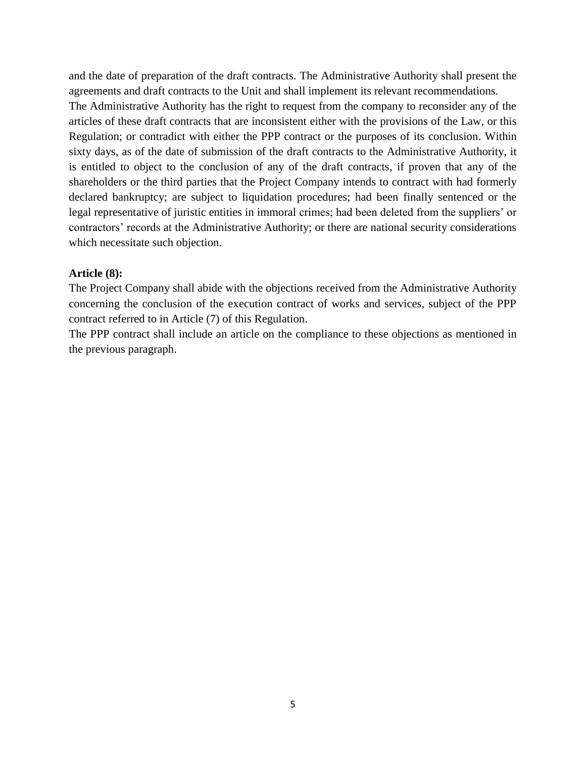and the date of preparation of the draft contracts. The Administrative Authority shall present the agreements and draft contracts to the Unit and shall implement its relevant recommendations.

The Administrative Authority has the right to request from the company to reconsider any of the articles of these draft contracts that are inconsistent either with the provisions of the Law, or this Regulation; or contradict with either the PPP contract or the purposes of its conclusion. Within sixty days, as of the date of submission of the draft contracts to the Administrative Authority, it is entitled to object to the conclusion of any of the draft contracts, if proven that any of the shareholders or the third parties that the Project Company intends to contract with had formerly declared bankruptcy; are subject to liquidation procedures; had been finally sentenced or the legal representative of juristic entities in immoral crimes; had been deleted from the suppliers' or contractors' records at the Administrative Authority; or there are national security considerations which necessitate such objection.

**Article (8):**

The Project Company shall abide with the objections received from the Administrative Authority concerning the conclusion of the execution contract of works and services, subject of the PPP contract referred to in Article (7) of this Regulation.

The PPP contract shall include an article on the compliance to these objections as mentioned in the previous paragraph.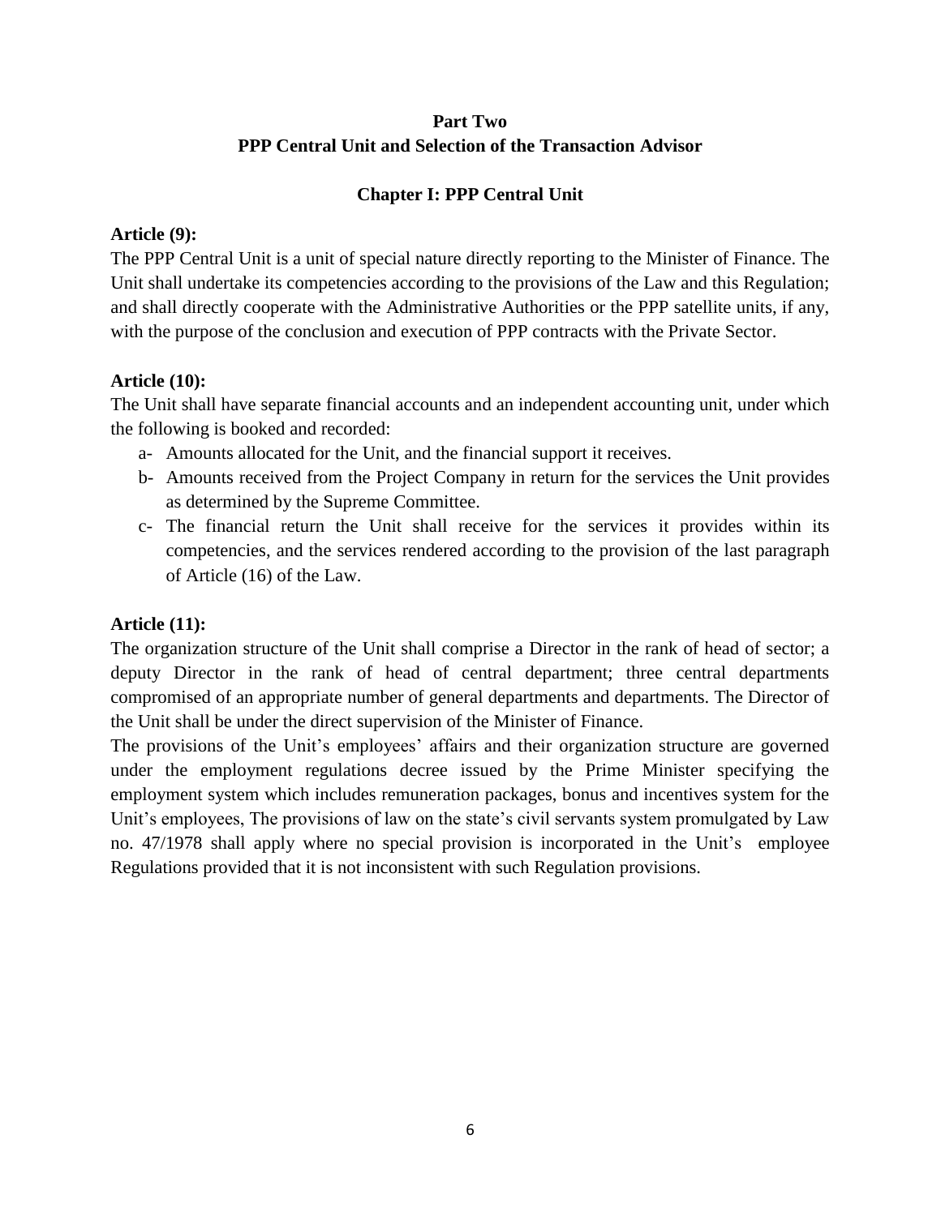# Part Two
# PPP Central Unit and Selection of the Transaction Advisor

## Chapter I: PPP Central Unit

**Article (9):**

The PPP Central Unit is a unit of special nature directly reporting to the Minister of Finance. The Unit shall undertake its competencies according to the provisions of the Law and this Regulation; and shall directly cooperate with the Administrative Authorities or the PPP satellite units, if any, with the purpose of the conclusion and execution of PPP contracts with the Private Sector.

**Article (10):**

The Unit shall have separate financial accounts and an independent accounting unit, under which the following is booked and recorded:

a- Amounts allocated for the Unit, and the financial support it receives.

b- Amounts received from the Project Company in return for the services the Unit provides as determined by the Supreme Committee.

c- The financial return the Unit shall receive for the services it provides within its competencies, and the services rendered according to the provision of the last paragraph of Article (16) of the Law.

**Article (11):**

The organization structure of the Unit shall comprise a Director in the rank of head of sector; a deputy Director in the rank of head of central department; three central departments compromised of an appropriate number of general departments and departments. The Director of the Unit shall be under the direct supervision of the Minister of Finance.

The provisions of the Unit's employees' affairs and their organization structure are governed under the employment regulations decree issued by the Prime Minister specifying the employment system which includes remuneration packages, bonus and incentives system for the Unit's employees, The provisions of law on the state's civil servants system promulgated by Law no. 47/1978 shall apply where no special provision is incorporated in the Unit's employee Regulations provided that it is not inconsistent with such Regulation provisions.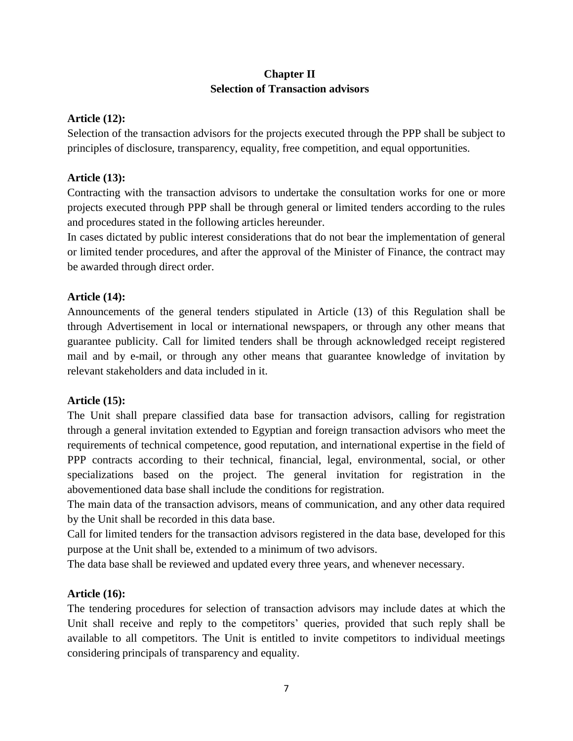## Chapter II
## Selection of Transaction advisors

**Article (12):**

Selection of the transaction advisors for the projects executed through the PPP shall be subject to principles of disclosure, transparency, equality, free competition, and equal opportunities.

**Article (13):**

Contracting with the transaction advisors to undertake the consultation works for one or more projects executed through PPP shall be through general or limited tenders according to the rules and procedures stated in the following articles hereunder.

In cases dictated by public interest considerations that do not bear the implementation of general or limited tender procedures, and after the approval of the Minister of Finance, the contract may be awarded through direct order.

**Article (14):**

Announcements of the general tenders stipulated in Article (13) of this Regulation shall be through Advertisement in local or international newspapers, or through any other means that guarantee publicity. Call for limited tenders shall be through acknowledged receipt registered mail and by e-mail, or through any other means that guarantee knowledge of invitation by relevant stakeholders and data included in it.

**Article (15):**

The Unit shall prepare classified data base for transaction advisors, calling for registration through a general invitation extended to Egyptian and foreign transaction advisors who meet the requirements of technical competence, good reputation, and international expertise in the field of PPP contracts according to their technical, financial, legal, environmental, social, or other specializations based on the project. The general invitation for registration in the abovementioned data base shall include the conditions for registration.

The main data of the transaction advisors, means of communication, and any other data required by the Unit shall be recorded in this data base.

Call for limited tenders for the transaction advisors registered in the data base, developed for this purpose at the Unit shall be, extended to a minimum of two advisors.

The data base shall be reviewed and updated every three years, and whenever necessary.

**Article (16):**

The tendering procedures for selection of transaction advisors may include dates at which the Unit shall receive and reply to the competitors' queries, provided that such reply shall be available to all competitors. The Unit is entitled to invite competitors to individual meetings considering principals of transparency and equality.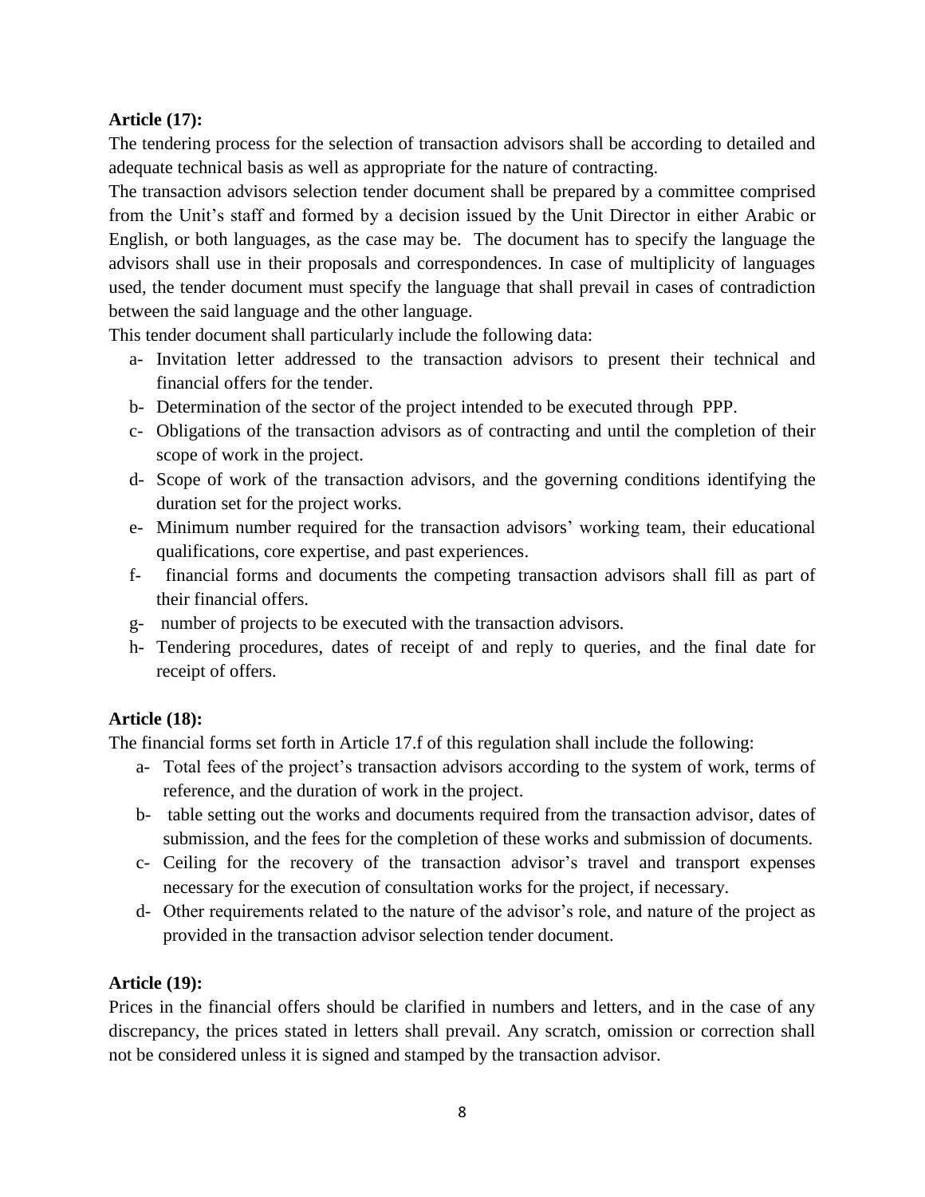**Article (17):**

The tendering process for the selection of transaction advisors shall be according to detailed and adequate technical basis as well as appropriate for the nature of contracting.

The transaction advisors selection tender document shall be prepared by a committee comprised from the Unit's staff and formed by a decision issued by the Unit Director in either Arabic or English, or both languages, as the case may be. The document has to specify the language the advisors shall use in their proposals and correspondences. In case of multiplicity of languages used, the tender document must specify the language that shall prevail in cases of contradiction between the said language and the other language.

This tender document shall particularly include the following data:

a- Invitation letter addressed to the transaction advisors to present their technical and financial offers for the tender.
b- Determination of the sector of the project intended to be executed through PPP.
c- Obligations of the transaction advisors as of contracting and until the completion of their scope of work in the project.
d- Scope of work of the transaction advisors, and the governing conditions identifying the duration set for the project works.
e- Minimum number required for the transaction advisors' working team, their educational qualifications, core expertise, and past experiences.
f- financial forms and documents the competing transaction advisors shall fill as part of their financial offers.
g- number of projects to be executed with the transaction advisors.
h- Tendering procedures, dates of receipt of and reply to queries, and the final date for receipt of offers.

**Article (18):**

The financial forms set forth in Article 17.f of this regulation shall include the following:

a- Total fees of the project's transaction advisors according to the system of work, terms of reference, and the duration of work in the project.
b- table setting out the works and documents required from the transaction advisor, dates of submission, and the fees for the completion of these works and submission of documents.
c- Ceiling for the recovery of the transaction advisor's travel and transport expenses necessary for the execution of consultation works for the project, if necessary.
d- Other requirements related to the nature of the advisor's role, and nature of the project as provided in the transaction advisor selection tender document.

**Article (19):**

Prices in the financial offers should be clarified in numbers and letters, and in the case of any discrepancy, the prices stated in letters shall prevail. Any scratch, omission or correction shall not be considered unless it is signed and stamped by the transaction advisor.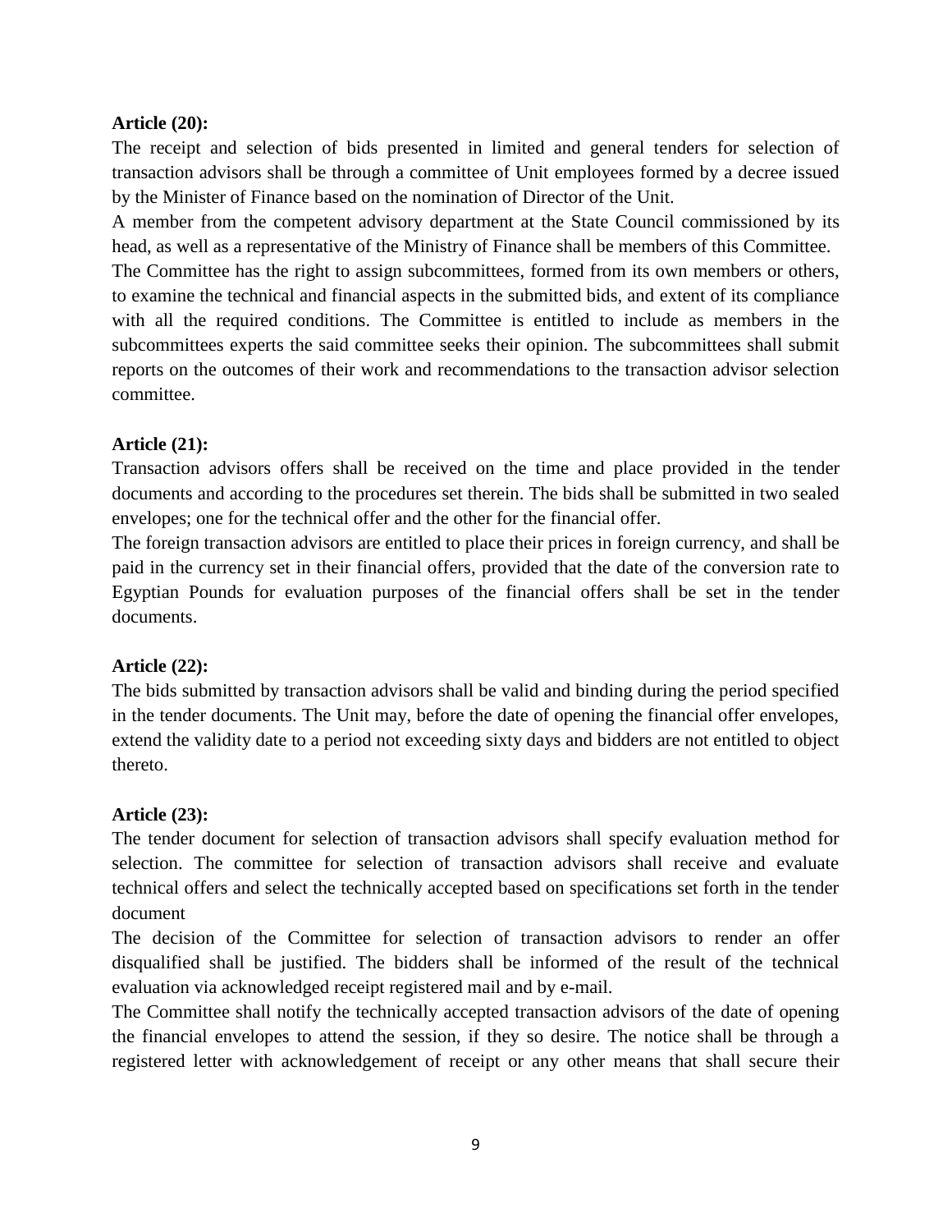**Article (20):**

The receipt and selection of bids presented in limited and general tenders for selection of transaction advisors shall be through a committee of Unit employees formed by a decree issued by the Minister of Finance based on the nomination of Director of the Unit.

A member from the competent advisory department at the State Council commissioned by its head, as well as a representative of the Ministry of Finance shall be members of this Committee.

The Committee has the right to assign subcommittees, formed from its own members or others, to examine the technical and financial aspects in the submitted bids, and extent of its compliance with all the required conditions. The Committee is entitled to include as members in the subcommittees experts the said committee seeks their opinion. The subcommittees shall submit reports on the outcomes of their work and recommendations to the transaction advisor selection committee.

**Article (21):**

Transaction advisors offers shall be received on the time and place provided in the tender documents and according to the procedures set therein. The bids shall be submitted in two sealed envelopes; one for the technical offer and the other for the financial offer.

The foreign transaction advisors are entitled to place their prices in foreign currency, and shall be paid in the currency set in their financial offers, provided that the date of the conversion rate to Egyptian Pounds for evaluation purposes of the financial offers shall be set in the tender documents.

**Article (22):**

The bids submitted by transaction advisors shall be valid and binding during the period specified in the tender documents. The Unit may, before the date of opening the financial offer envelopes, extend the validity date to a period not exceeding sixty days and bidders are not entitled to object thereto.

**Article (23):**

The tender document for selection of transaction advisors shall specify evaluation method for selection. The committee for selection of transaction advisors shall receive and evaluate technical offers and select the technically accepted based on specifications set forth in the tender document

The decision of the Committee for selection of transaction advisors to render an offer disqualified shall be justified. The bidders shall be informed of the result of the technical evaluation via acknowledged receipt registered mail and by e-mail.

The Committee shall notify the technically accepted transaction advisors of the date of opening the financial envelopes to attend the session, if they so desire. The notice shall be through a registered letter with acknowledgement of receipt or any other means that shall secure their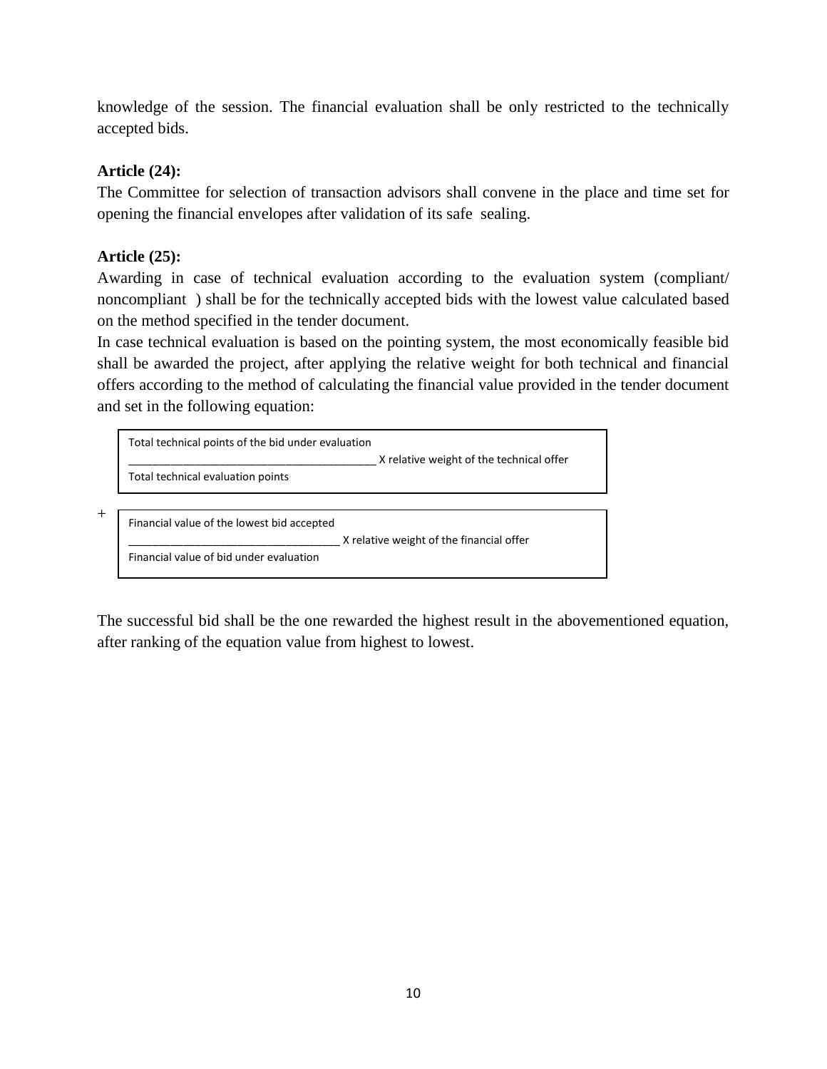knowledge of the session. The financial evaluation shall be only restricted to the technically accepted bids.

**Article (24):**

The Committee for selection of transaction advisors shall convene in the place and time set for opening the financial envelopes after validation of its safe sealing.

**Article (25):**

Awarding in case of technical evaluation according to the evaluation system (compliant/ noncompliant ) shall be for the technically accepted bids with the lowest value calculated based on the method specified in the tender document.

In case technical evaluation is based on the pointing system, the most economically feasible bid shall be awarded the project, after applying the relative weight for both technical and financial offers according to the method of calculating the financial value provided in the tender document and set in the following equation:

$$\frac{\text{Total technical points of the bid under evaluation}}{\text{Total technical evaluation points}} \times \text{relative weight of the technical offer}$$

$$+ \frac{\text{Financial value of the lowest bid accepted}}{\text{Financial value of bid under evaluation}} \times \text{relative weight of the financial offer}$$

The successful bid shall be the one rewarded the highest result in the abovementioned equation, after ranking of the equation value from highest to lowest.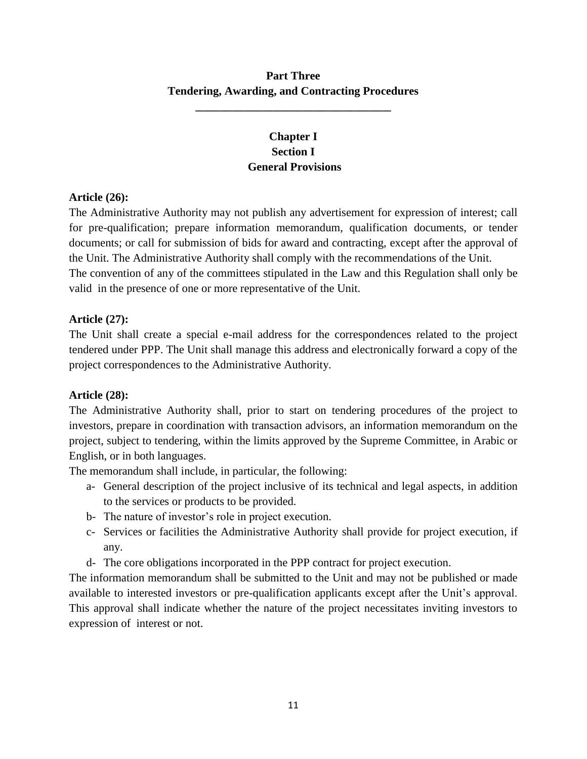# Part Three
# Tendering, Awarding, and Contracting Procedures

---

## Chapter I
## Section I
## General Provisions

**Article (26):**

The Administrative Authority may not publish any advertisement for expression of interest; call for pre-qualification; prepare information memorandum, qualification documents, or tender documents; or call for submission of bids for award and contracting, except after the approval of the Unit. The Administrative Authority shall comply with the recommendations of the Unit.

The convention of any of the committees stipulated in the Law and this Regulation shall only be valid in the presence of one or more representative of the Unit.

**Article (27):**

The Unit shall create a special e-mail address for the correspondences related to the project tendered under PPP. The Unit shall manage this address and electronically forward a copy of the project correspondences to the Administrative Authority.

**Article (28):**

The Administrative Authority shall, prior to start on tendering procedures of the project to investors, prepare in coordination with transaction advisors, an information memorandum on the project, subject to tendering, within the limits approved by the Supreme Committee, in Arabic or English, or in both languages.

The memorandum shall include, in particular, the following:

a- General description of the project inclusive of its technical and legal aspects, in addition to the services or products to be provided.

b- The nature of investor's role in project execution.

c- Services or facilities the Administrative Authority shall provide for project execution, if any.

d- The core obligations incorporated in the PPP contract for project execution.

The information memorandum shall be submitted to the Unit and may not be published or made available to interested investors or pre-qualification applicants except after the Unit's approval. This approval shall indicate whether the nature of the project necessitates inviting investors to expression of interest or not.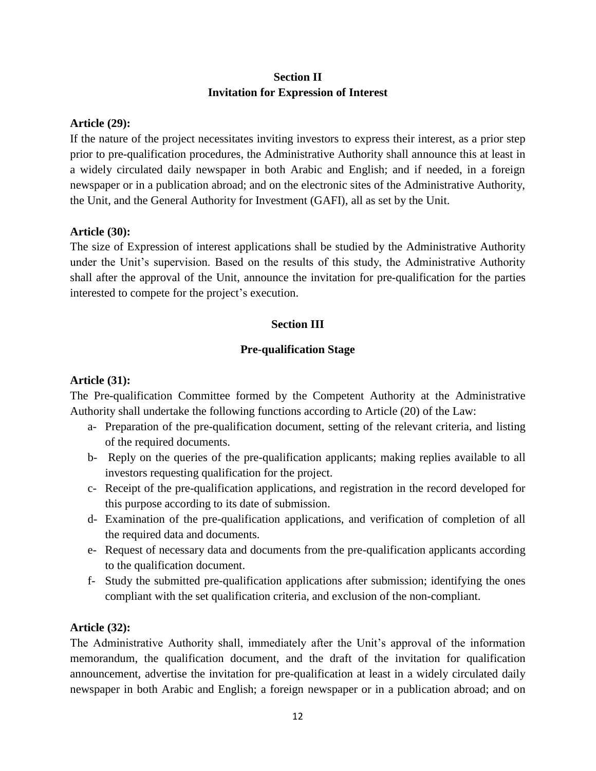## Section II
## Invitation for Expression of Interest

**Article (29):**

If the nature of the project necessitates inviting investors to express their interest, as a prior step prior to pre-qualification procedures, the Administrative Authority shall announce this at least in a widely circulated daily newspaper in both Arabic and English; and if needed, in a foreign newspaper or in a publication abroad; and on the electronic sites of the Administrative Authority, the Unit, and the General Authority for Investment (GAFI), all as set by the Unit.

**Article (30):**

The size of Expression of interest applications shall be studied by the Administrative Authority under the Unit's supervision. Based on the results of this study, the Administrative Authority shall after the approval of the Unit, announce the invitation for pre-qualification for the parties interested to compete for the project's execution.

## Section III

## Pre-qualification Stage

**Article (31):**

The Pre-qualification Committee formed by the Competent Authority at the Administrative Authority shall undertake the following functions according to Article (20) of the Law:

a- Preparation of the pre-qualification document, setting of the relevant criteria, and listing of the required documents.

b- Reply on the queries of the pre-qualification applicants; making replies available to all investors requesting qualification for the project.

c- Receipt of the pre-qualification applications, and registration in the record developed for this purpose according to its date of submission.

d- Examination of the pre-qualification applications, and verification of completion of all the required data and documents.

e- Request of necessary data and documents from the pre-qualification applicants according to the qualification document.

f- Study the submitted pre-qualification applications after submission; identifying the ones compliant with the set qualification criteria, and exclusion of the non-compliant.

**Article (32):**

The Administrative Authority shall, immediately after the Unit's approval of the information memorandum, the qualification document, and the draft of the invitation for qualification announcement, advertise the invitation for pre-qualification at least in a widely circulated daily newspaper in both Arabic and English; a foreign newspaper or in a publication abroad; and on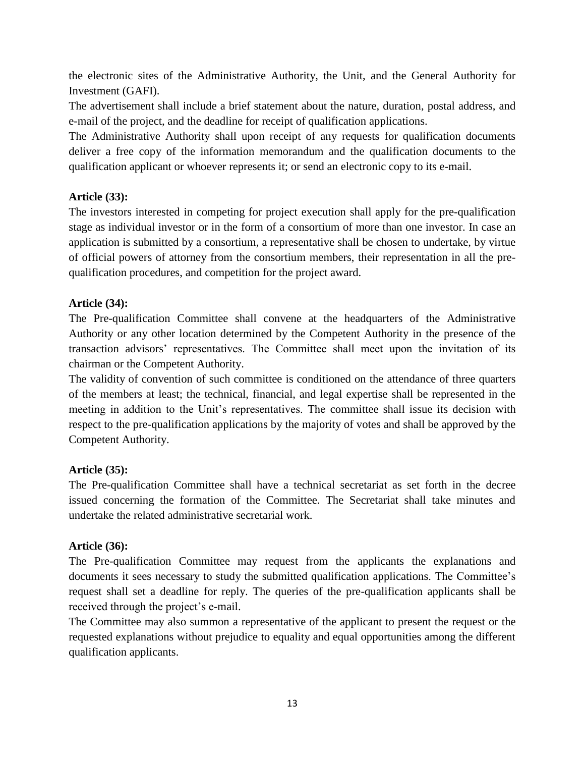the electronic sites of the Administrative Authority, the Unit, and the General Authority for Investment (GAFI).

The advertisement shall include a brief statement about the nature, duration, postal address, and e-mail of the project, and the deadline for receipt of qualification applications.

The Administrative Authority shall upon receipt of any requests for qualification documents deliver a free copy of the information memorandum and the qualification documents to the qualification applicant or whoever represents it; or send an electronic copy to its e-mail.

**Article (33):**

The investors interested in competing for project execution shall apply for the pre-qualification stage as individual investor or in the form of a consortium of more than one investor. In case an application is submitted by a consortium, a representative shall be chosen to undertake, by virtue of official powers of attorney from the consortium members, their representation in all the pre-qualification procedures, and competition for the project award.

**Article (34):**

The Pre-qualification Committee shall convene at the headquarters of the Administrative Authority or any other location determined by the Competent Authority in the presence of the transaction advisors' representatives. The Committee shall meet upon the invitation of its chairman or the Competent Authority.

The validity of convention of such committee is conditioned on the attendance of three quarters of the members at least; the technical, financial, and legal expertise shall be represented in the meeting in addition to the Unit's representatives. The committee shall issue its decision with respect to the pre-qualification applications by the majority of votes and shall be approved by the Competent Authority.

**Article (35):**

The Pre-qualification Committee shall have a technical secretariat as set forth in the decree issued concerning the formation of the Committee. The Secretariat shall take minutes and undertake the related administrative secretarial work.

**Article (36):**

The Pre-qualification Committee may request from the applicants the explanations and documents it sees necessary to study the submitted qualification applications. The Committee's request shall set a deadline for reply. The queries of the pre-qualification applicants shall be received through the project's e-mail.

The Committee may also summon a representative of the applicant to present the request or the requested explanations without prejudice to equality and equal opportunities among the different qualification applicants.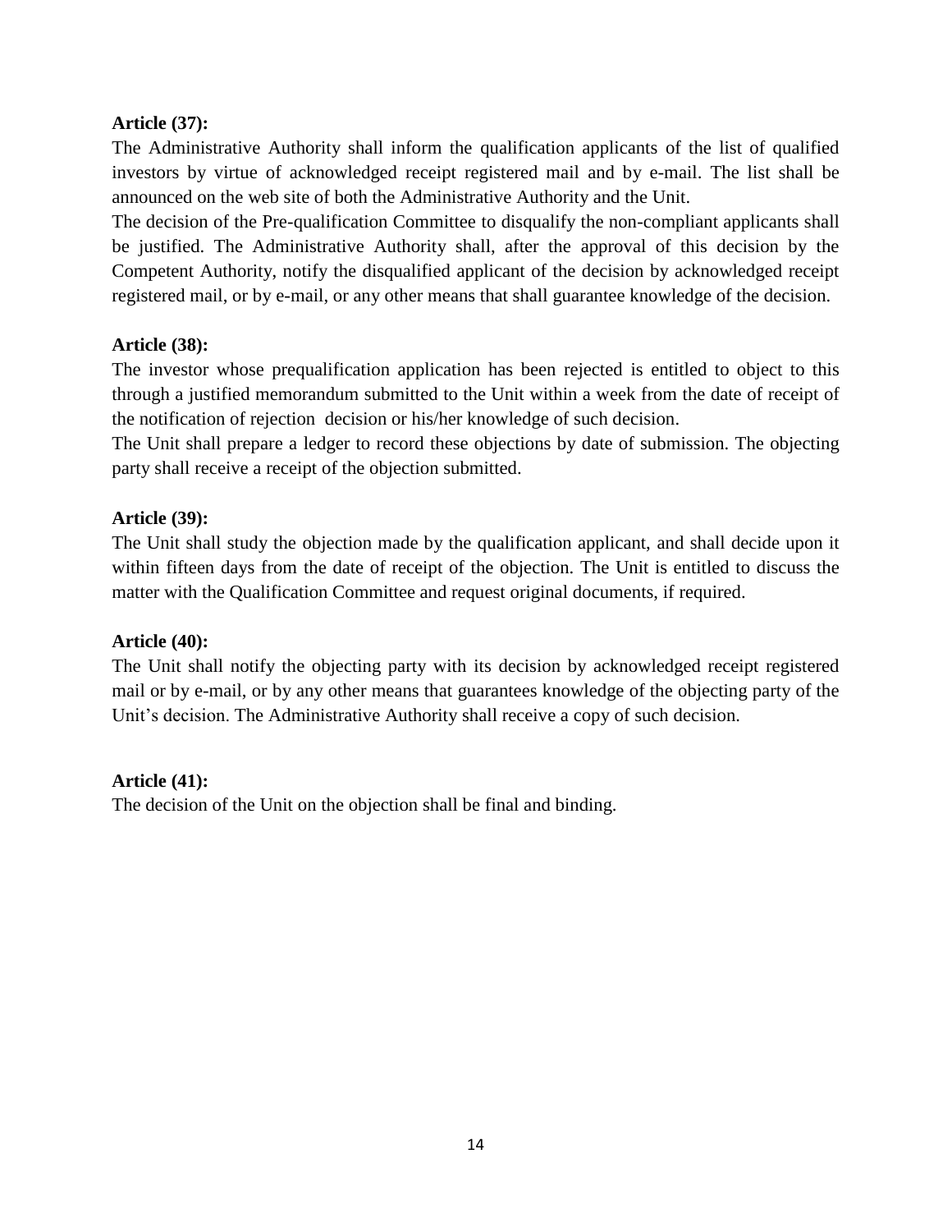**Article (37):**

The Administrative Authority shall inform the qualification applicants of the list of qualified investors by virtue of acknowledged receipt registered mail and by e-mail. The list shall be announced on the web site of both the Administrative Authority and the Unit.

The decision of the Pre-qualification Committee to disqualify the non-compliant applicants shall be justified. The Administrative Authority shall, after the approval of this decision by the Competent Authority, notify the disqualified applicant of the decision by acknowledged receipt registered mail, or by e-mail, or any other means that shall guarantee knowledge of the decision.

**Article (38):**

The investor whose prequalification application has been rejected is entitled to object to this through a justified memorandum submitted to the Unit within a week from the date of receipt of the notification of rejection decision or his/her knowledge of such decision.

The Unit shall prepare a ledger to record these objections by date of submission. The objecting party shall receive a receipt of the objection submitted.

**Article (39):**

The Unit shall study the objection made by the qualification applicant, and shall decide upon it within fifteen days from the date of receipt of the objection. The Unit is entitled to discuss the matter with the Qualification Committee and request original documents, if required.

**Article (40):**

The Unit shall notify the objecting party with its decision by acknowledged receipt registered mail or by e-mail, or by any other means that guarantees knowledge of the objecting party of the Unit's decision. The Administrative Authority shall receive a copy of such decision.

**Article (41):**

The decision of the Unit on the objection shall be final and binding.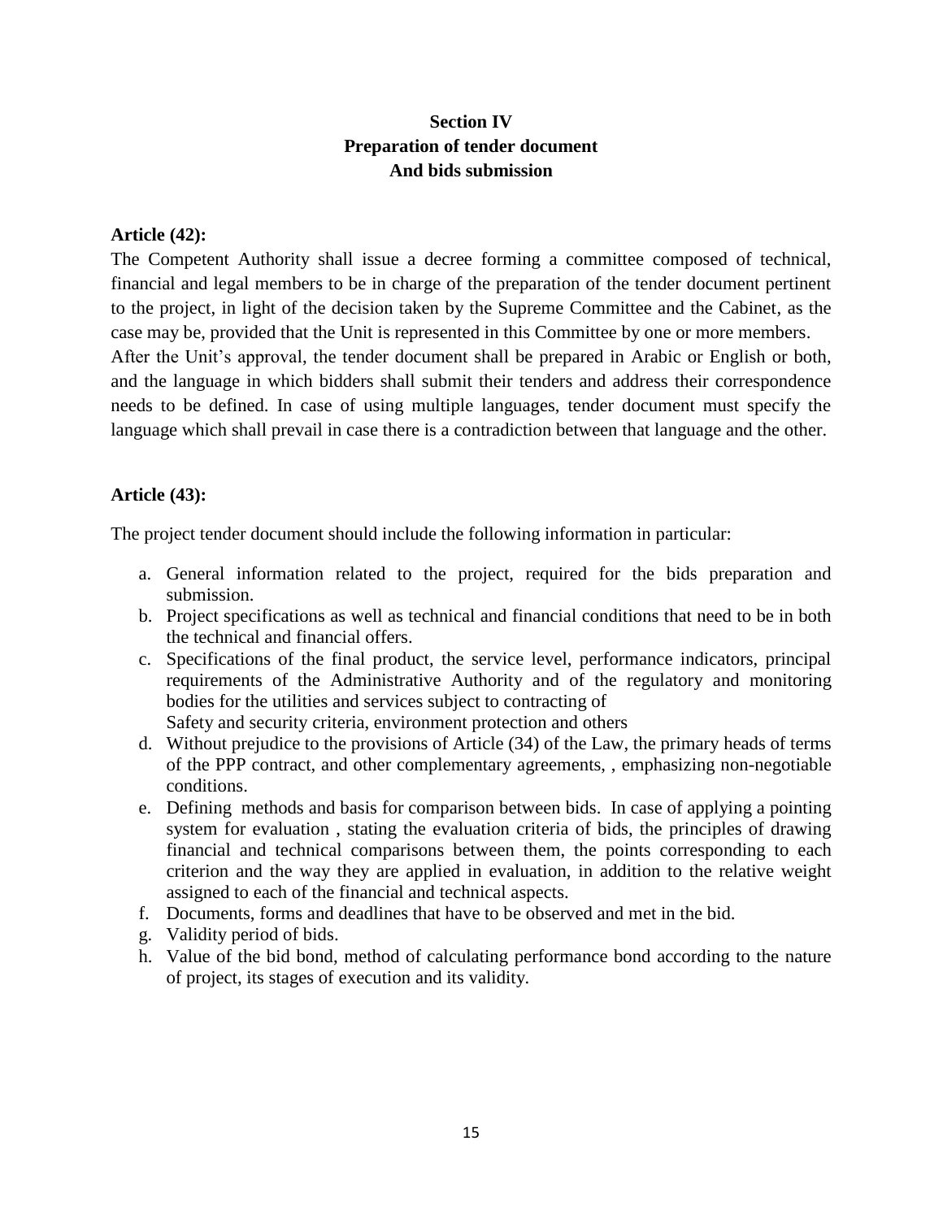## Section IV
## Preparation of tender document
## And bids submission

**Article (42):**

The Competent Authority shall issue a decree forming a committee composed of technical, financial and legal members to be in charge of the preparation of the tender document pertinent to the project, in light of the decision taken by the Supreme Committee and the Cabinet, as the case may be, provided that the Unit is represented in this Committee by one or more members.

After the Unit's approval, the tender document shall be prepared in Arabic or English or both, and the language in which bidders shall submit their tenders and address their correspondence needs to be defined. In case of using multiple languages, tender document must specify the language which shall prevail in case there is a contradiction between that language and the other.

**Article (43):**

The project tender document should include the following information in particular:

a. General information related to the project, required for the bids preparation and submission.
b. Project specifications as well as technical and financial conditions that need to be in both the technical and financial offers.
c. Specifications of the final product, the service level, performance indicators, principal requirements of the Administrative Authority and of the regulatory and monitoring bodies for the utilities and services subject to contracting of
   Safety and security criteria, environment protection and others
d. Without prejudice to the provisions of Article (34) of the Law, the primary heads of terms of the PPP contract, and other complementary agreements, , emphasizing non-negotiable conditions.
e. Defining methods and basis for comparison between bids. In case of applying a pointing system for evaluation , stating the evaluation criteria of bids, the principles of drawing financial and technical comparisons between them, the points corresponding to each criterion and the way they are applied in evaluation, in addition to the relative weight assigned to each of the financial and technical aspects.
f. Documents, forms and deadlines that have to be observed and met in the bid.
g. Validity period of bids.
h. Value of the bid bond, method of calculating performance bond according to the nature of project, its stages of execution and its validity.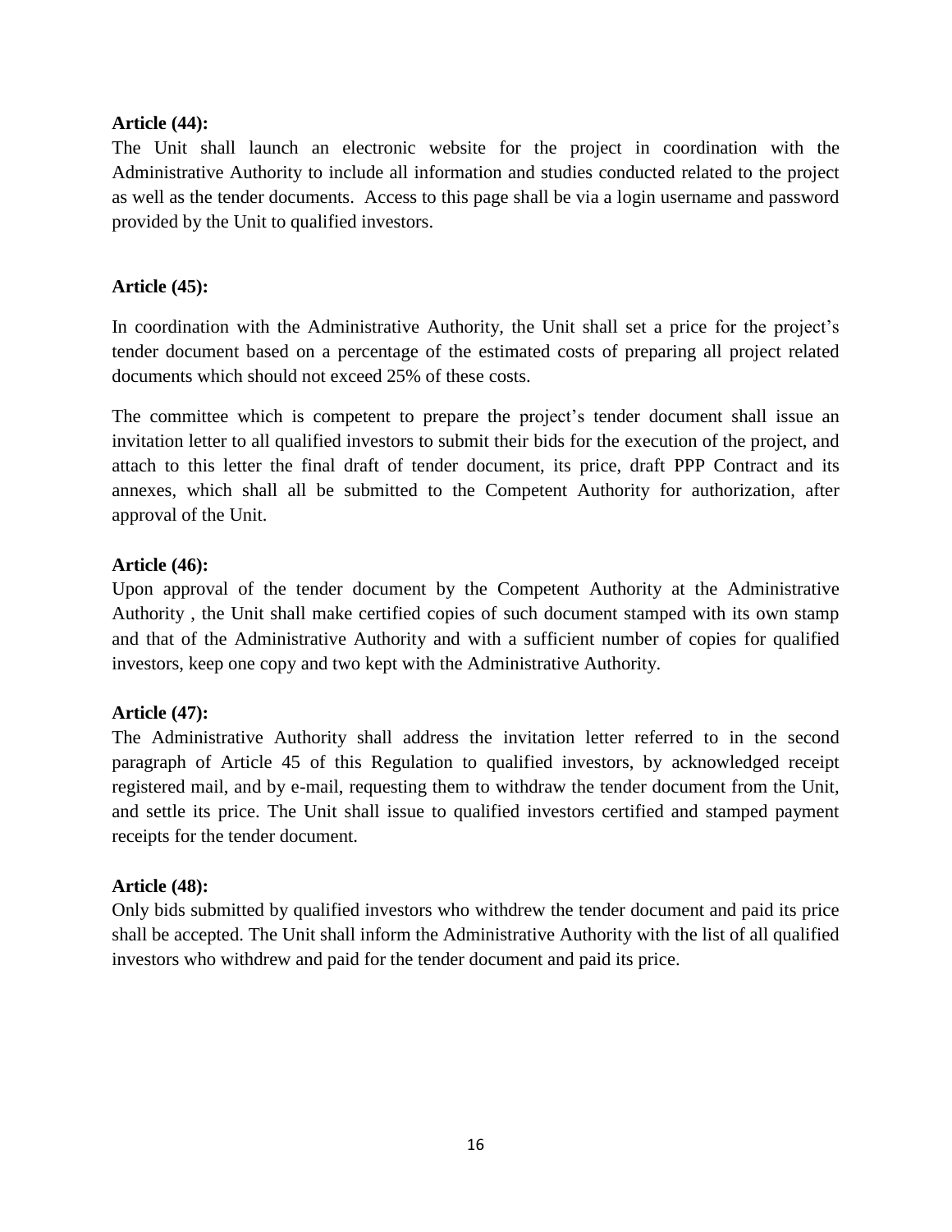**Article (44):**

The Unit shall launch an electronic website for the project in coordination with the Administrative Authority to include all information and studies conducted related to the project as well as the tender documents. Access to this page shall be via a login username and password provided by the Unit to qualified investors.

**Article (45):**

In coordination with the Administrative Authority, the Unit shall set a price for the project's tender document based on a percentage of the estimated costs of preparing all project related documents which should not exceed 25% of these costs.

The committee which is competent to prepare the project's tender document shall issue an invitation letter to all qualified investors to submit their bids for the execution of the project, and attach to this letter the final draft of tender document, its price, draft PPP Contract and its annexes, which shall all be submitted to the Competent Authority for authorization, after approval of the Unit.

**Article (46):**

Upon approval of the tender document by the Competent Authority at the Administrative Authority , the Unit shall make certified copies of such document stamped with its own stamp and that of the Administrative Authority and with a sufficient number of copies for qualified investors, keep one copy and two kept with the Administrative Authority.

**Article (47):**

The Administrative Authority shall address the invitation letter referred to in the second paragraph of Article 45 of this Regulation to qualified investors, by acknowledged receipt registered mail, and by e-mail, requesting them to withdraw the tender document from the Unit, and settle its price. The Unit shall issue to qualified investors certified and stamped payment receipts for the tender document.

**Article (48):**

Only bids submitted by qualified investors who withdrew the tender document and paid its price shall be accepted. The Unit shall inform the Administrative Authority with the list of all qualified investors who withdrew and paid for the tender document and paid its price.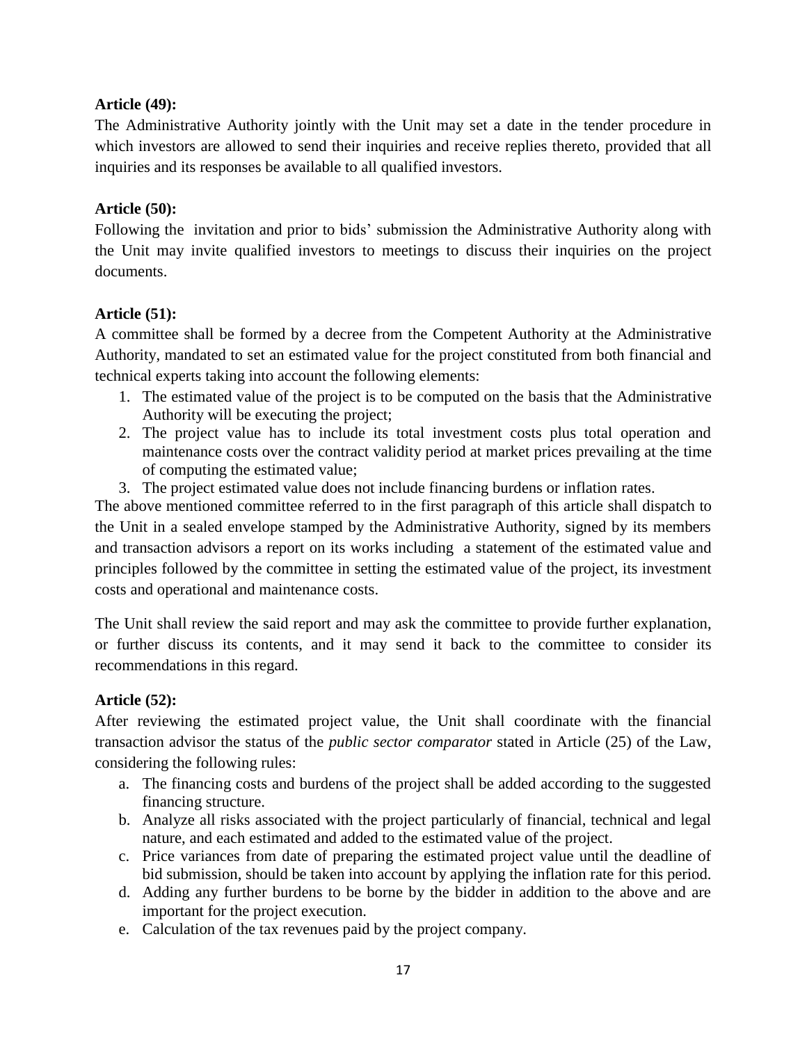**Article (49):**

The Administrative Authority jointly with the Unit may set a date in the tender procedure in which investors are allowed to send their inquiries and receive replies thereto, provided that all inquiries and its responses be available to all qualified investors.

**Article (50):**

Following the invitation and prior to bids' submission the Administrative Authority along with the Unit may invite qualified investors to meetings to discuss their inquiries on the project documents.

**Article (51):**

A committee shall be formed by a decree from the Competent Authority at the Administrative Authority, mandated to set an estimated value for the project constituted from both financial and technical experts taking into account the following elements:

1. The estimated value of the project is to be computed on the basis that the Administrative Authority will be executing the project;
2. The project value has to include its total investment costs plus total operation and maintenance costs over the contract validity period at market prices prevailing at the time of computing the estimated value;
3. The project estimated value does not include financing burdens or inflation rates.

The above mentioned committee referred to in the first paragraph of this article shall dispatch to the Unit in a sealed envelope stamped by the Administrative Authority, signed by its members and transaction advisors a report on its works including a statement of the estimated value and principles followed by the committee in setting the estimated value of the project, its investment costs and operational and maintenance costs.

The Unit shall review the said report and may ask the committee to provide further explanation, or further discuss its contents, and it may send it back to the committee to consider its recommendations in this regard.

**Article (52):**

After reviewing the estimated project value, the Unit shall coordinate with the financial transaction advisor the status of the *public sector comparator* stated in Article (25) of the Law, considering the following rules:

a. The financing costs and burdens of the project shall be added according to the suggested financing structure.
b. Analyze all risks associated with the project particularly of financial, technical and legal nature, and each estimated and added to the estimated value of the project.
c. Price variances from date of preparing the estimated project value until the deadline of bid submission, should be taken into account by applying the inflation rate for this period.
d. Adding any further burdens to be borne by the bidder in addition to the above and are important for the project execution.
e. Calculation of the tax revenues paid by the project company.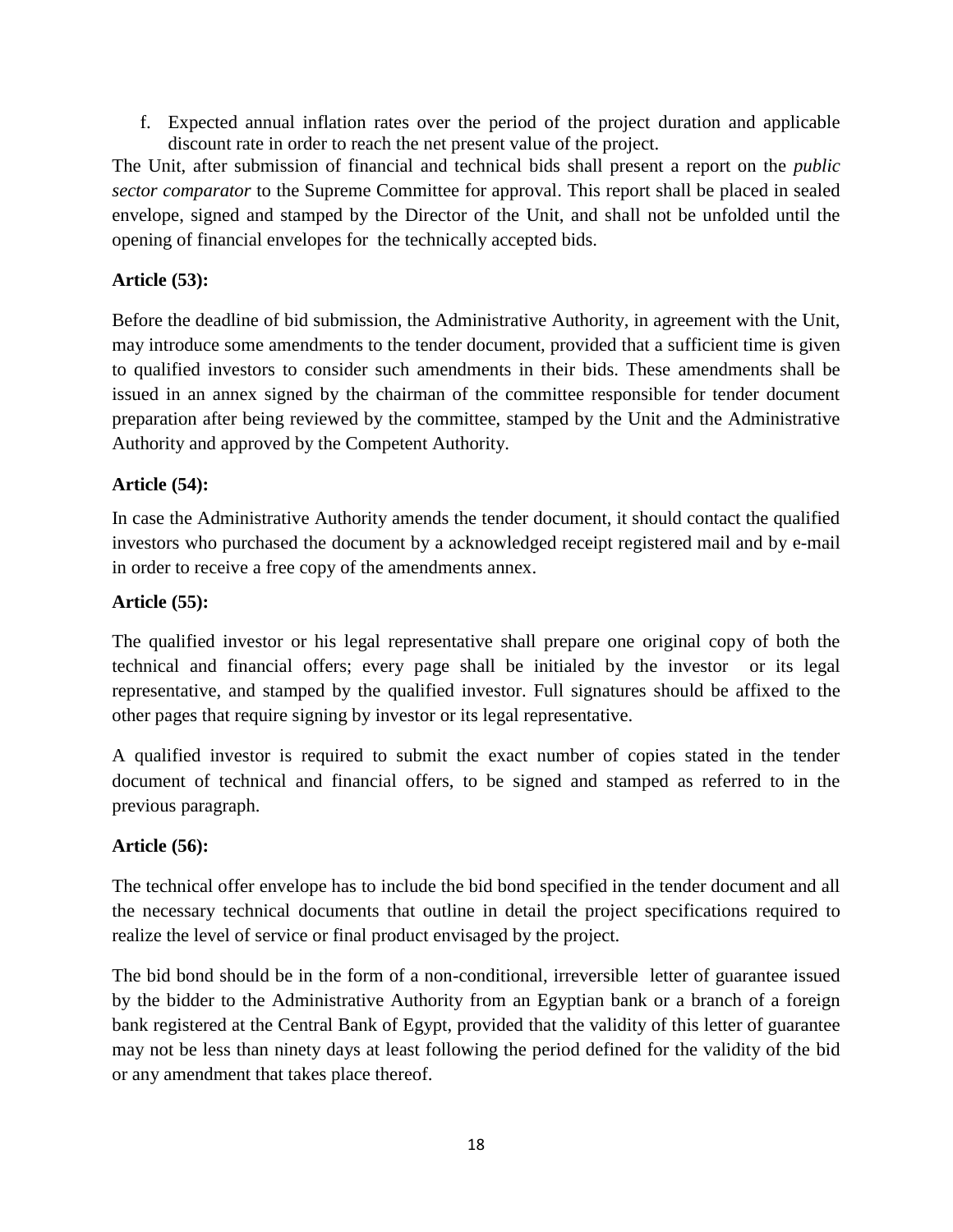f. Expected annual inflation rates over the period of the project duration and applicable discount rate in order to reach the net present value of the project.

The Unit, after submission of financial and technical bids shall present a report on the *public sector comparator* to the Supreme Committee for approval. This report shall be placed in sealed envelope, signed and stamped by the Director of the Unit, and shall not be unfolded until the opening of financial envelopes for the technically accepted bids.

**Article (53):**

Before the deadline of bid submission, the Administrative Authority, in agreement with the Unit, may introduce some amendments to the tender document, provided that a sufficient time is given to qualified investors to consider such amendments in their bids. These amendments shall be issued in an annex signed by the chairman of the committee responsible for tender document preparation after being reviewed by the committee, stamped by the Unit and the Administrative Authority and approved by the Competent Authority.

**Article (54):**

In case the Administrative Authority amends the tender document, it should contact the qualified investors who purchased the document by a acknowledged receipt registered mail and by e-mail in order to receive a free copy of the amendments annex.

**Article (55):**

The qualified investor or his legal representative shall prepare one original copy of both the technical and financial offers; every page shall be initialed by the investor or its legal representative, and stamped by the qualified investor. Full signatures should be affixed to the other pages that require signing by investor or its legal representative.

A qualified investor is required to submit the exact number of copies stated in the tender document of technical and financial offers, to be signed and stamped as referred to in the previous paragraph.

**Article (56):**

The technical offer envelope has to include the bid bond specified in the tender document and all the necessary technical documents that outline in detail the project specifications required to realize the level of service or final product envisaged by the project.

The bid bond should be in the form of a non-conditional, irreversible letter of guarantee issued by the bidder to the Administrative Authority from an Egyptian bank or a branch of a foreign bank registered at the Central Bank of Egypt, provided that the validity of this letter of guarantee may not be less than ninety days at least following the period defined for the validity of the bid or any amendment that takes place thereof.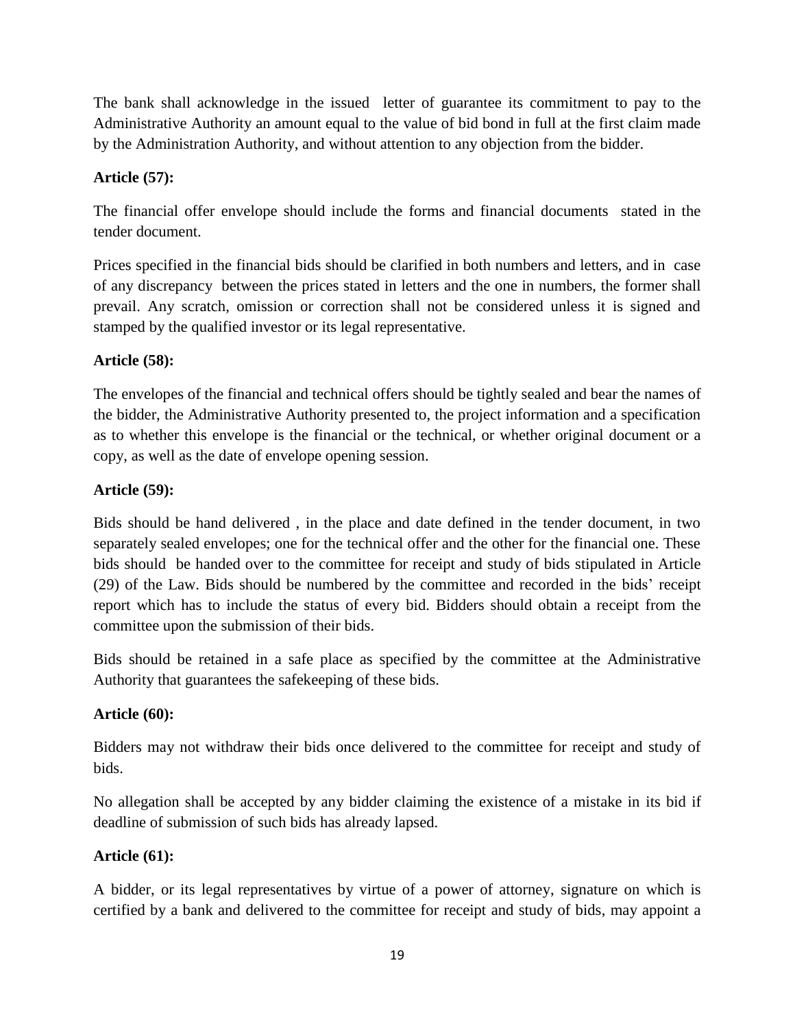The bank shall acknowledge in the issued letter of guarantee its commitment to pay to the Administrative Authority an amount equal to the value of bid bond in full at the first claim made by the Administration Authority, and without attention to any objection from the bidder.

**Article (57):**

The financial offer envelope should include the forms and financial documents stated in the tender document.

Prices specified in the financial bids should be clarified in both numbers and letters, and in case of any discrepancy between the prices stated in letters and the one in numbers, the former shall prevail. Any scratch, omission or correction shall not be considered unless it is signed and stamped by the qualified investor or its legal representative.

**Article (58):**

The envelopes of the financial and technical offers should be tightly sealed and bear the names of the bidder, the Administrative Authority presented to, the project information and a specification as to whether this envelope is the financial or the technical, or whether original document or a copy, as well as the date of envelope opening session.

**Article (59):**

Bids should be hand delivered , in the place and date defined in the tender document, in two separately sealed envelopes; one for the technical offer and the other for the financial one. These bids should be handed over to the committee for receipt and study of bids stipulated in Article (29) of the Law. Bids should be numbered by the committee and recorded in the bids' receipt report which has to include the status of every bid. Bidders should obtain a receipt from the committee upon the submission of their bids.

Bids should be retained in a safe place as specified by the committee at the Administrative Authority that guarantees the safekeeping of these bids.

**Article (60):**

Bidders may not withdraw their bids once delivered to the committee for receipt and study of bids.

No allegation shall be accepted by any bidder claiming the existence of a mistake in its bid if deadline of submission of such bids has already lapsed.

**Article (61):**

A bidder, or its legal representatives by virtue of a power of attorney, signature on which is certified by a bank and delivered to the committee for receipt and study of bids, may appoint a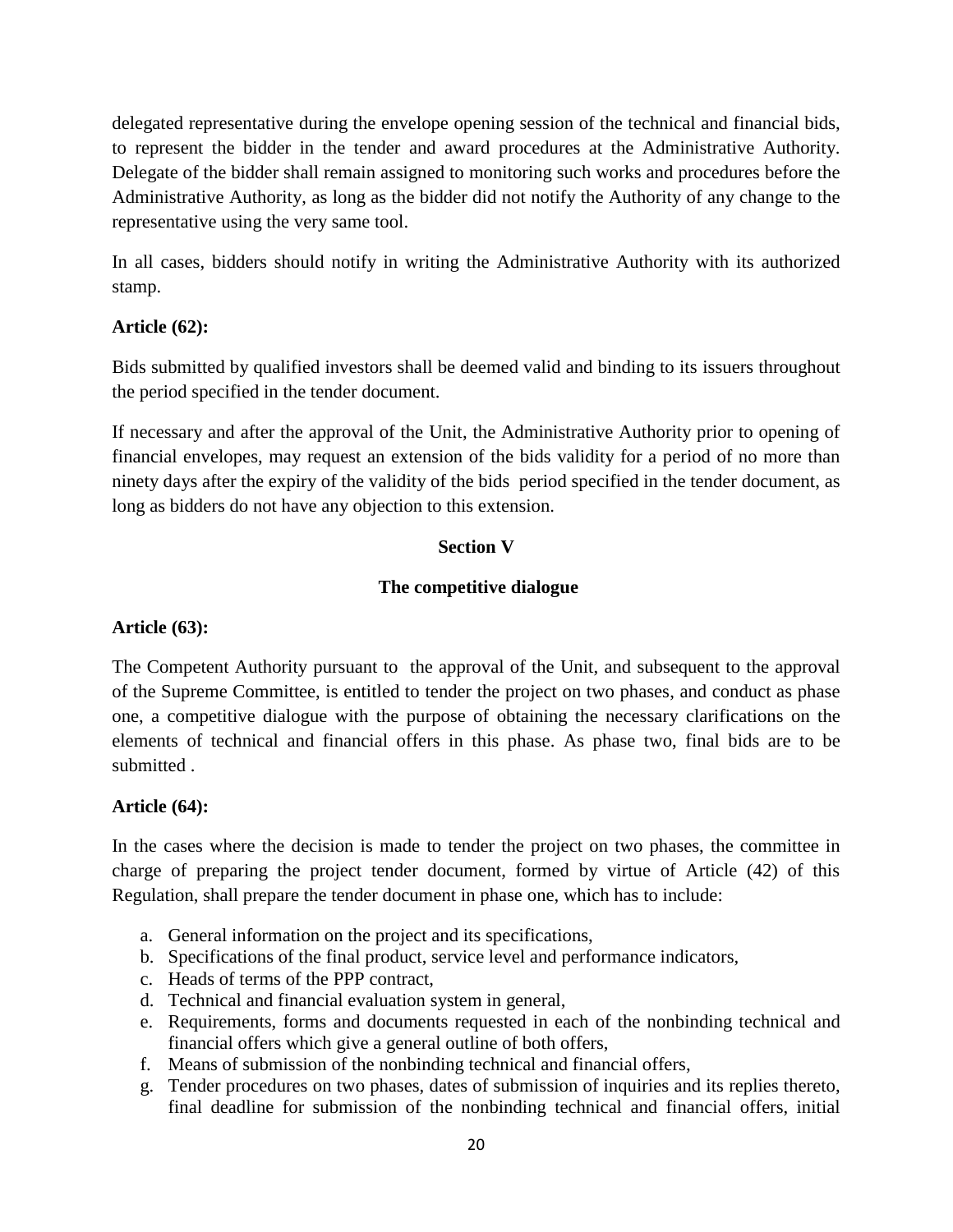delegated representative during the envelope opening session of the technical and financial bids, to represent the bidder in the tender and award procedures at the Administrative Authority. Delegate of the bidder shall remain assigned to monitoring such works and procedures before the Administrative Authority, as long as the bidder did not notify the Authority of any change to the representative using the very same tool.

In all cases, bidders should notify in writing the Administrative Authority with its authorized stamp.

**Article (62):**

Bids submitted by qualified investors shall be deemed valid and binding to its issuers throughout the period specified in the tender document.

If necessary and after the approval of the Unit, the Administrative Authority prior to opening of financial envelopes, may request an extension of the bids validity for a period of no more than ninety days after the expiry of the validity of the bids period specified in the tender document, as long as bidders do not have any objection to this extension.

## Section V

## The competitive dialogue

**Article (63):**

The Competent Authority pursuant to the approval of the Unit, and subsequent to the approval of the Supreme Committee, is entitled to tender the project on two phases, and conduct as phase one, a competitive dialogue with the purpose of obtaining the necessary clarifications on the elements of technical and financial offers in this phase. As phase two, final bids are to be submitted .

**Article (64):**

In the cases where the decision is made to tender the project on two phases, the committee in charge of preparing the project tender document, formed by virtue of Article (42) of this Regulation, shall prepare the tender document in phase one, which has to include:

a. General information on the project and its specifications,
b. Specifications of the final product, service level and performance indicators,
c. Heads of terms of the PPP contract,
d. Technical and financial evaluation system in general,
e. Requirements, forms and documents requested in each of the nonbinding technical and financial offers which give a general outline of both offers,
f. Means of submission of the nonbinding technical and financial offers,
g. Tender procedures on two phases, dates of submission of inquiries and its replies thereto, final deadline for submission of the nonbinding technical and financial offers, initial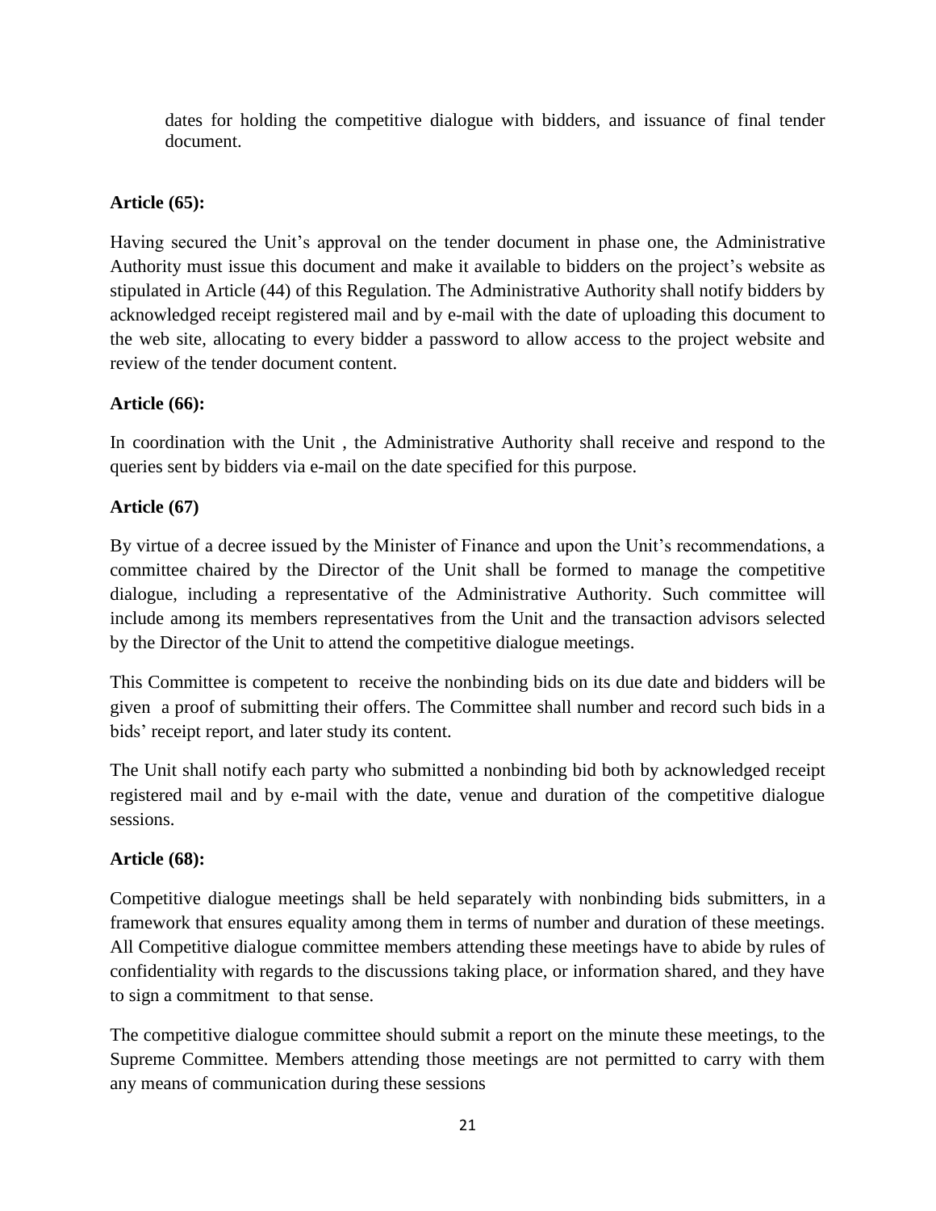dates for holding the competitive dialogue with bidders, and issuance of final tender document.

**Article (65):**

Having secured the Unit's approval on the tender document in phase one, the Administrative Authority must issue this document and make it available to bidders on the project's website as stipulated in Article (44) of this Regulation. The Administrative Authority shall notify bidders by acknowledged receipt registered mail and by e-mail with the date of uploading this document to the web site, allocating to every bidder a password to allow access to the project website and review of the tender document content.

**Article (66):**

In coordination with the Unit , the Administrative Authority shall receive and respond to the queries sent by bidders via e-mail on the date specified for this purpose.

**Article (67)**

By virtue of a decree issued by the Minister of Finance and upon the Unit's recommendations, a committee chaired by the Director of the Unit shall be formed to manage the competitive dialogue, including a representative of the Administrative Authority. Such committee will include among its members representatives from the Unit and the transaction advisors selected by the Director of the Unit to attend the competitive dialogue meetings.

This Committee is competent to receive the nonbinding bids on its due date and bidders will be given a proof of submitting their offers. The Committee shall number and record such bids in a bids' receipt report, and later study its content.

The Unit shall notify each party who submitted a nonbinding bid both by acknowledged receipt registered mail and by e-mail with the date, venue and duration of the competitive dialogue sessions.

**Article (68):**

Competitive dialogue meetings shall be held separately with nonbinding bids submitters, in a framework that ensures equality among them in terms of number and duration of these meetings. All Competitive dialogue committee members attending these meetings have to abide by rules of confidentiality with regards to the discussions taking place, or information shared, and they have to sign a commitment to that sense.

The competitive dialogue committee should submit a report on the minute these meetings, to the Supreme Committee. Members attending those meetings are not permitted to carry with them any means of communication during these sessions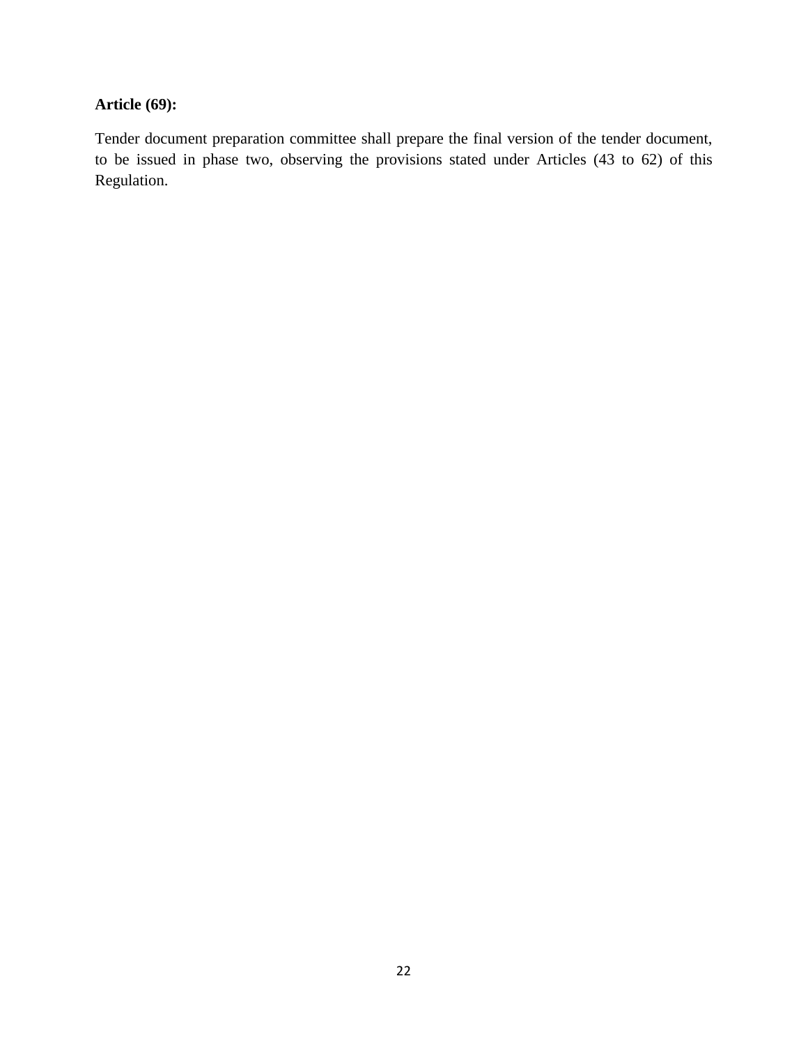**Article (69):**

Tender document preparation committee shall prepare the final version of the tender document, to be issued in phase two, observing the provisions stated under Articles (43 to 62) of this Regulation.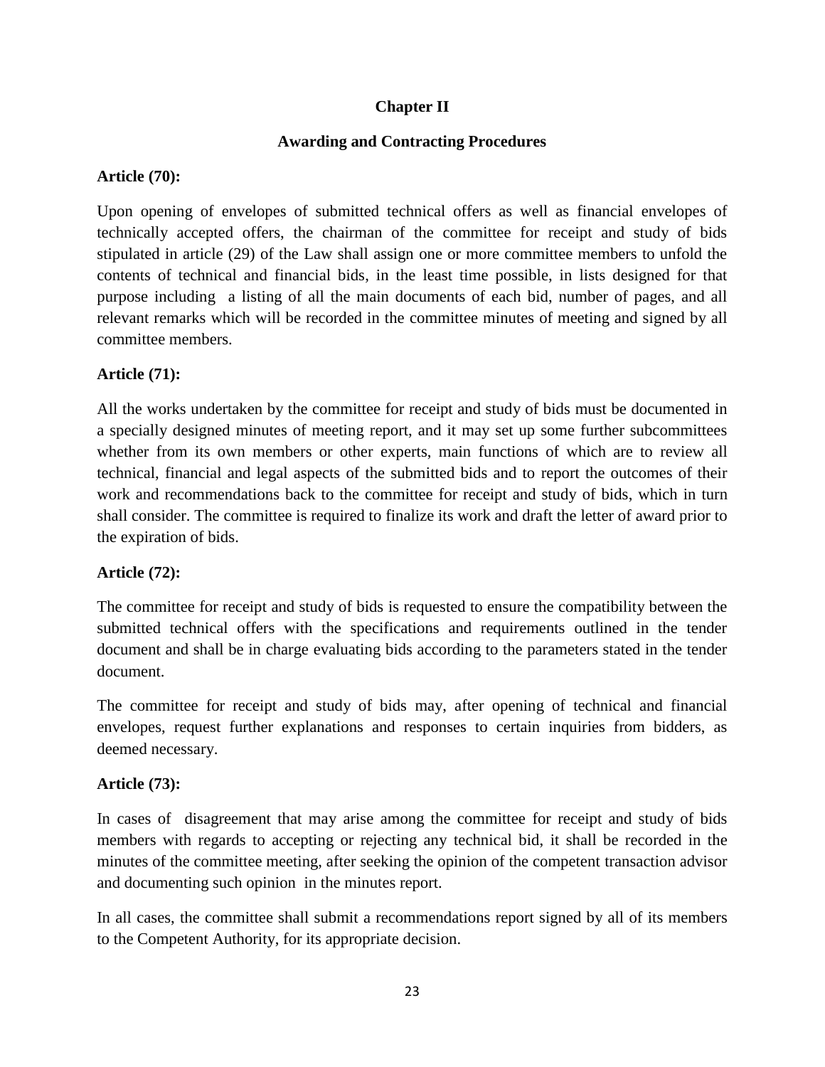## Chapter II

### Awarding and Contracting Procedures

**Article (70):**

Upon opening of envelopes of submitted technical offers as well as financial envelopes of technically accepted offers, the chairman of the committee for receipt and study of bids stipulated in article (29) of the Law shall assign one or more committee members to unfold the contents of technical and financial bids, in the least time possible, in lists designed for that purpose including a listing of all the main documents of each bid, number of pages, and all relevant remarks which will be recorded in the committee minutes of meeting and signed by all committee members.

**Article (71):**

All the works undertaken by the committee for receipt and study of bids must be documented in a specially designed minutes of meeting report, and it may set up some further subcommittees whether from its own members or other experts, main functions of which are to review all technical, financial and legal aspects of the submitted bids and to report the outcomes of their work and recommendations back to the committee for receipt and study of bids, which in turn shall consider. The committee is required to finalize its work and draft the letter of award prior to the expiration of bids.

**Article (72):**

The committee for receipt and study of bids is requested to ensure the compatibility between the submitted technical offers with the specifications and requirements outlined in the tender document and shall be in charge evaluating bids according to the parameters stated in the tender document.

The committee for receipt and study of bids may, after opening of technical and financial envelopes, request further explanations and responses to certain inquiries from bidders, as deemed necessary.

**Article (73):**

In cases of disagreement that may arise among the committee for receipt and study of bids members with regards to accepting or rejecting any technical bid, it shall be recorded in the minutes of the committee meeting, after seeking the opinion of the competent transaction advisor and documenting such opinion in the minutes report.

In all cases, the committee shall submit a recommendations report signed by all of its members to the Competent Authority, for its appropriate decision.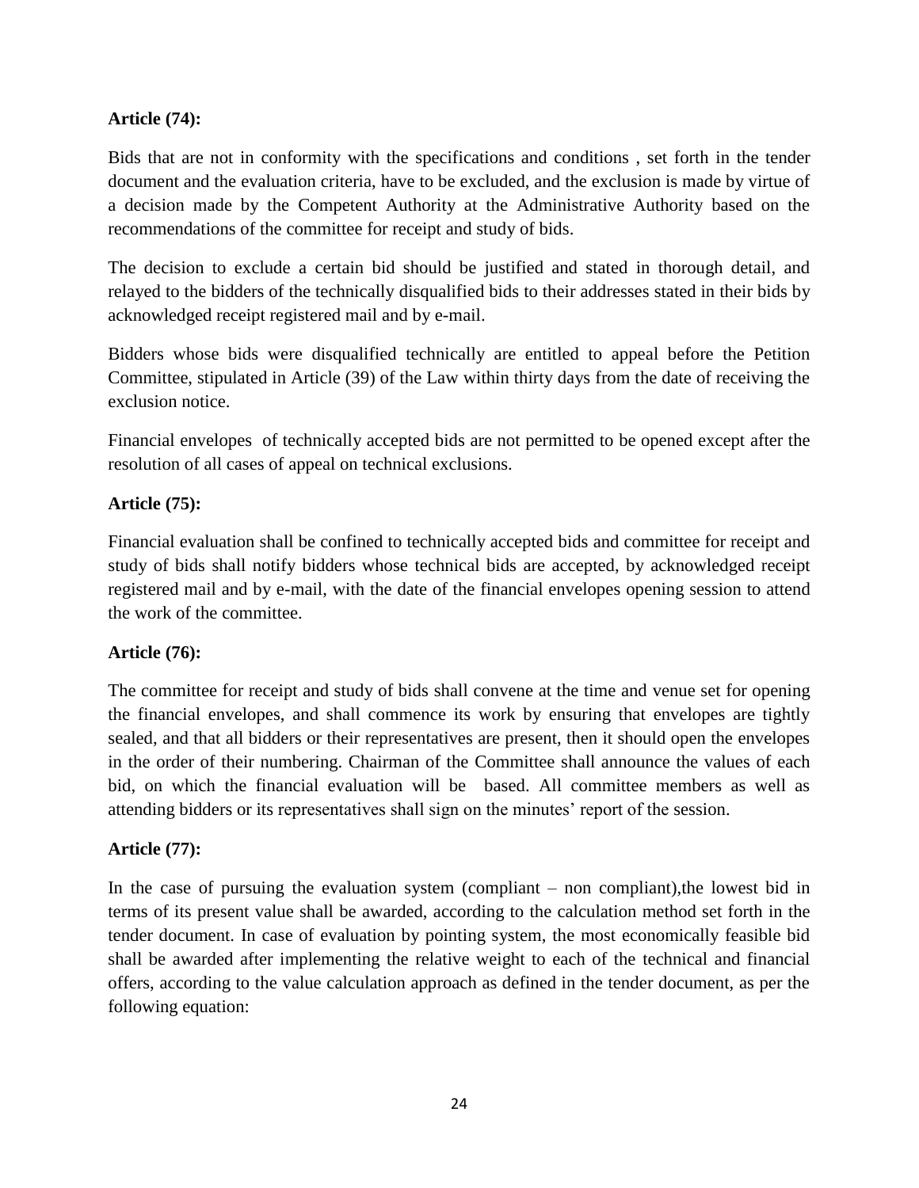**Article (74):**

Bids that are not in conformity with the specifications and conditions , set forth in the tender document and the evaluation criteria, have to be excluded, and the exclusion is made by virtue of a decision made by the Competent Authority at the Administrative Authority based on the recommendations of the committee for receipt and study of bids.

The decision to exclude a certain bid should be justified and stated in thorough detail, and relayed to the bidders of the technically disqualified bids to their addresses stated in their bids by acknowledged receipt registered mail and by e-mail.

Bidders whose bids were disqualified technically are entitled to appeal before the Petition Committee, stipulated in Article (39) of the Law within thirty days from the date of receiving the exclusion notice.

Financial envelopes of technically accepted bids are not permitted to be opened except after the resolution of all cases of appeal on technical exclusions.

**Article (75):**

Financial evaluation shall be confined to technically accepted bids and committee for receipt and study of bids shall notify bidders whose technical bids are accepted, by acknowledged receipt registered mail and by e-mail, with the date of the financial envelopes opening session to attend the work of the committee.

**Article (76):**

The committee for receipt and study of bids shall convene at the time and venue set for opening the financial envelopes, and shall commence its work by ensuring that envelopes are tightly sealed, and that all bidders or their representatives are present, then it should open the envelopes in the order of their numbering. Chairman of the Committee shall announce the values of each bid, on which the financial evaluation will be based. All committee members as well as attending bidders or its representatives shall sign on the minutes' report of the session.

**Article (77):**

In the case of pursuing the evaluation system (compliant – non compliant),the lowest bid in terms of its present value shall be awarded, according to the calculation method set forth in the tender document. In case of evaluation by pointing system, the most economically feasible bid shall be awarded after implementing the relative weight to each of the technical and financial offers, according to the value calculation approach as defined in the tender document, as per the following equation: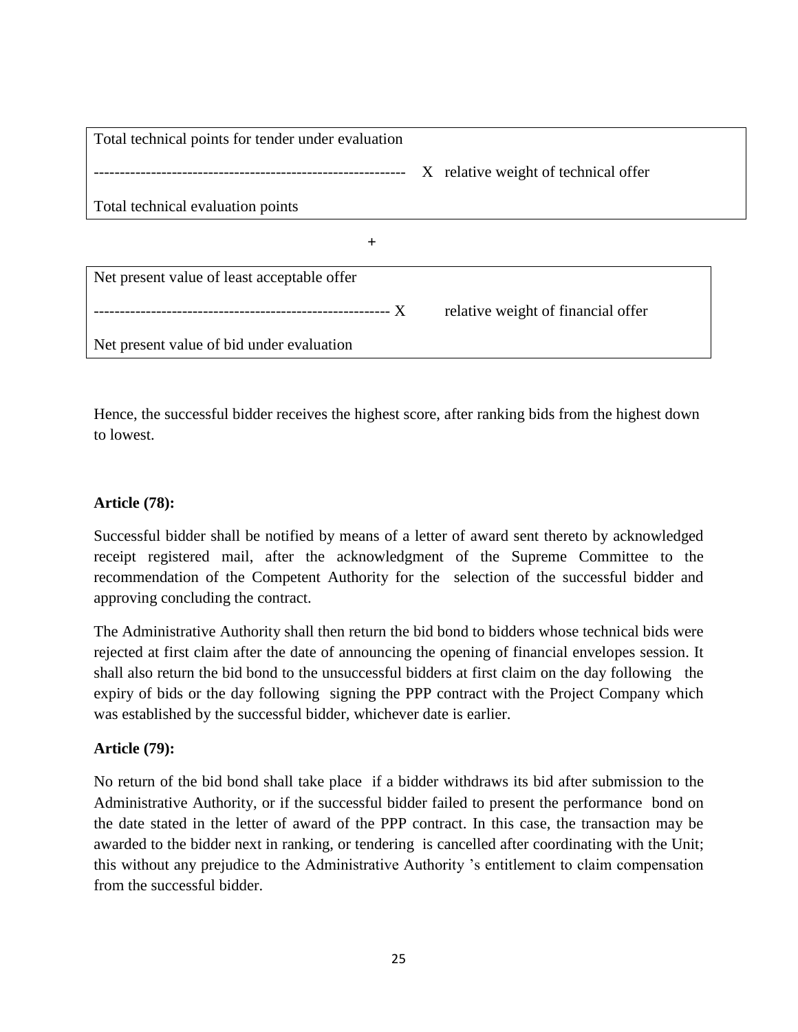$$\frac{\text{Total technical points for tender under evaluation}}{\text{Total technical evaluation points}} \times \text{relative weight of technical offer}$$

$$+$$

$$\frac{\text{Net present value of least acceptable offer}}{\text{Net present value of bid under evaluation}} \times \text{relative weight of financial offer}$$

Hence, the successful bidder receives the highest score, after ranking bids from the highest down to lowest.

**Article (78):**

Successful bidder shall be notified by means of a letter of award sent thereto by acknowledged receipt registered mail, after the acknowledgment of the Supreme Committee to the recommendation of the Competent Authority for the selection of the successful bidder and approving concluding the contract.

The Administrative Authority shall then return the bid bond to bidders whose technical bids were rejected at first claim after the date of announcing the opening of financial envelopes session. It shall also return the bid bond to the unsuccessful bidders at first claim on the day following the expiry of bids or the day following signing the PPP contract with the Project Company which was established by the successful bidder, whichever date is earlier.

**Article (79):**

No return of the bid bond shall take place if a bidder withdraws its bid after submission to the Administrative Authority, or if the successful bidder failed to present the performance bond on the date stated in the letter of award of the PPP contract. In this case, the transaction may be awarded to the bidder next in ranking, or tendering is cancelled after coordinating with the Unit; this without any prejudice to the Administrative Authority 's entitlement to claim compensation from the successful bidder.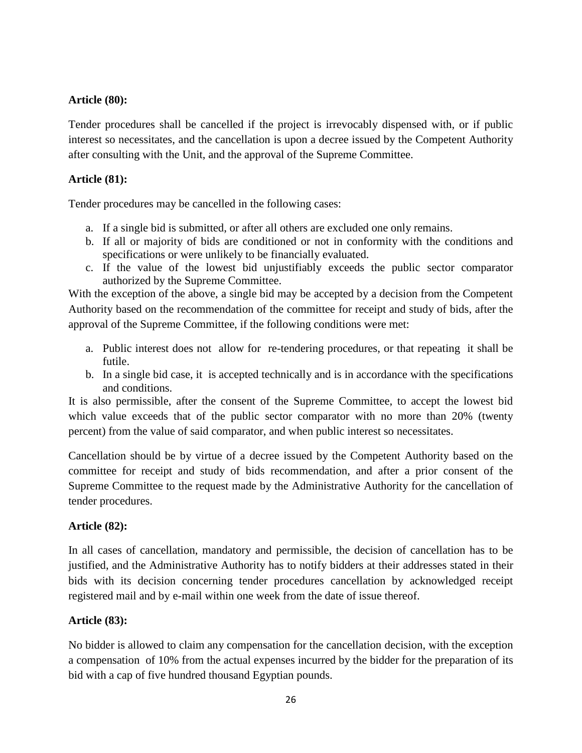**Article (80):**

Tender procedures shall be cancelled if the project is irrevocably dispensed with, or if public interest so necessitates, and the cancellation is upon a decree issued by the Competent Authority after consulting with the Unit, and the approval of the Supreme Committee.

**Article (81):**

Tender procedures may be cancelled in the following cases:

a. If a single bid is submitted, or after all others are excluded one only remains.
b. If all or majority of bids are conditioned or not in conformity with the conditions and specifications or were unlikely to be financially evaluated.
c. If the value of the lowest bid unjustifiably exceeds the public sector comparator authorized by the Supreme Committee.

With the exception of the above, a single bid may be accepted by a decision from the Competent Authority based on the recommendation of the committee for receipt and study of bids, after the approval of the Supreme Committee, if the following conditions were met:

a. Public interest does not allow for re-tendering procedures, or that repeating it shall be futile.
b. In a single bid case, it is accepted technically and is in accordance with the specifications and conditions.

It is also permissible, after the consent of the Supreme Committee, to accept the lowest bid which value exceeds that of the public sector comparator with no more than 20% (twenty percent) from the value of said comparator, and when public interest so necessitates.

Cancellation should be by virtue of a decree issued by the Competent Authority based on the committee for receipt and study of bids recommendation, and after a prior consent of the Supreme Committee to the request made by the Administrative Authority for the cancellation of tender procedures.

**Article (82):**

In all cases of cancellation, mandatory and permissible, the decision of cancellation has to be justified, and the Administrative Authority has to notify bidders at their addresses stated in their bids with its decision concerning tender procedures cancellation by acknowledged receipt registered mail and by e-mail within one week from the date of issue thereof.

**Article (83):**

No bidder is allowed to claim any compensation for the cancellation decision, with the exception a compensation of 10% from the actual expenses incurred by the bidder for the preparation of its bid with a cap of five hundred thousand Egyptian pounds.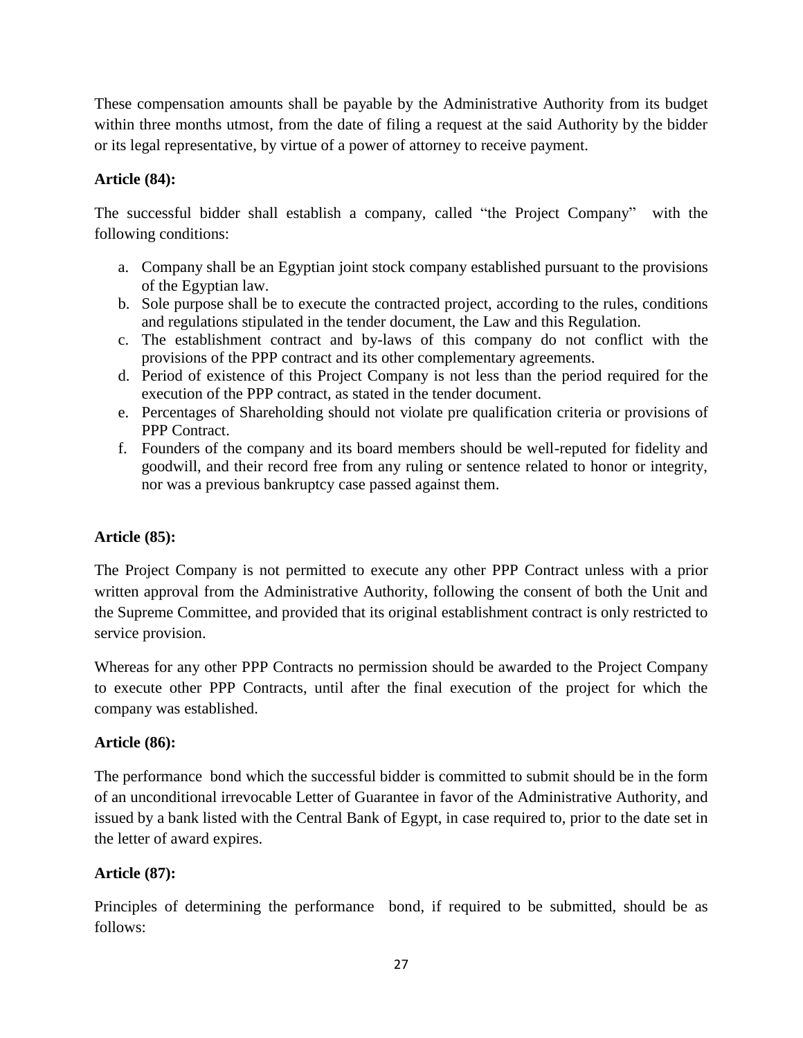These compensation amounts shall be payable by the Administrative Authority from its budget within three months utmost, from the date of filing a request at the said Authority by the bidder or its legal representative, by virtue of a power of attorney to receive payment.

**Article (84):**

The successful bidder shall establish a company, called "the Project Company" with the following conditions:

a. Company shall be an Egyptian joint stock company established pursuant to the provisions of the Egyptian law.
b. Sole purpose shall be to execute the contracted project, according to the rules, conditions and regulations stipulated in the tender document, the Law and this Regulation.
c. The establishment contract and by-laws of this company do not conflict with the provisions of the PPP contract and its other complementary agreements.
d. Period of existence of this Project Company is not less than the period required for the execution of the PPP contract, as stated in the tender document.
e. Percentages of Shareholding should not violate pre qualification criteria or provisions of PPP Contract.
f. Founders of the company and its board members should be well-reputed for fidelity and goodwill, and their record free from any ruling or sentence related to honor or integrity, nor was a previous bankruptcy case passed against them.

**Article (85):**

The Project Company is not permitted to execute any other PPP Contract unless with a prior written approval from the Administrative Authority, following the consent of both the Unit and the Supreme Committee, and provided that its original establishment contract is only restricted to service provision.

Whereas for any other PPP Contracts no permission should be awarded to the Project Company to execute other PPP Contracts, until after the final execution of the project for which the company was established.

**Article (86):**

The performance bond which the successful bidder is committed to submit should be in the form of an unconditional irrevocable Letter of Guarantee in favor of the Administrative Authority, and issued by a bank listed with the Central Bank of Egypt, in case required to, prior to the date set in the letter of award expires.

**Article (87):**

Principles of determining the performance bond, if required to be submitted, should be as follows: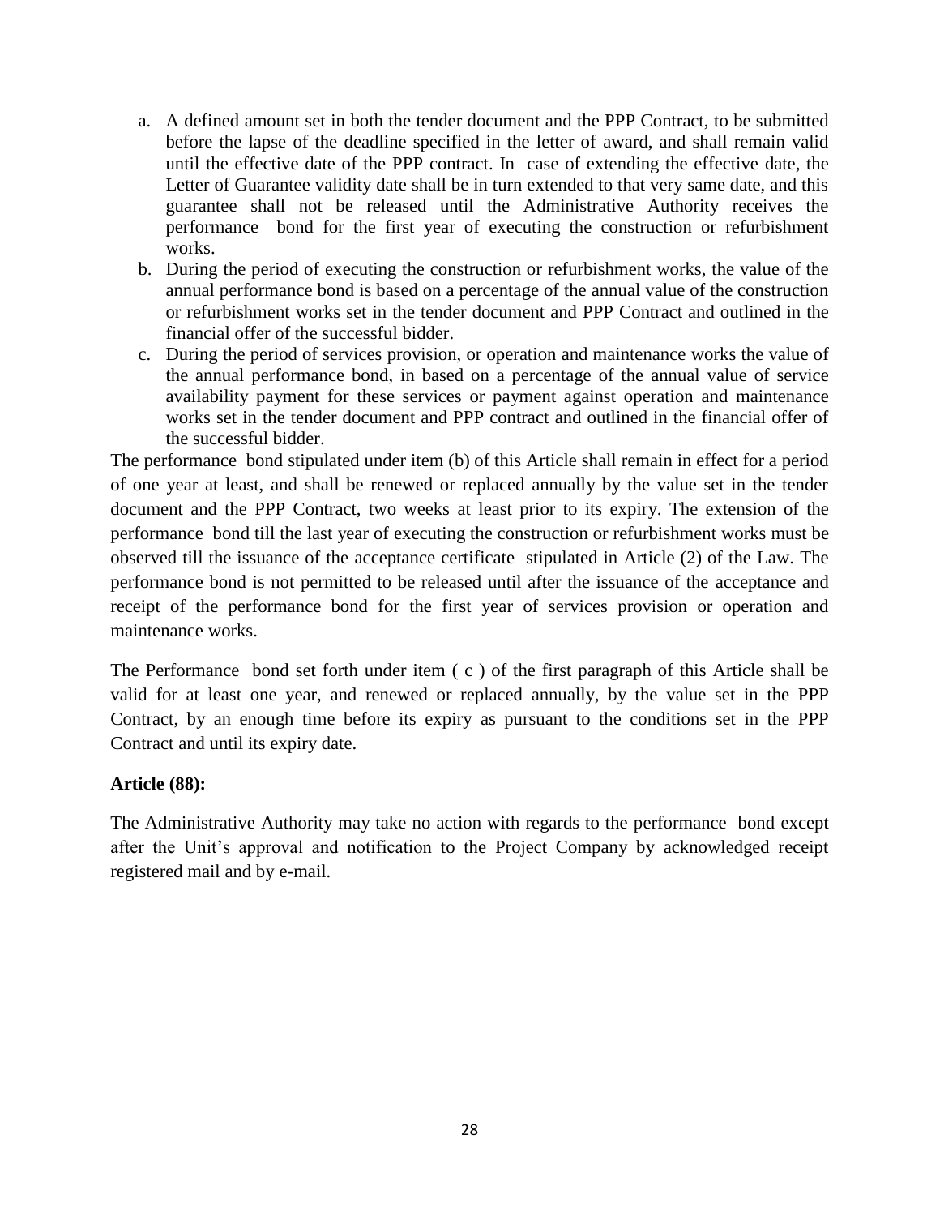a. A defined amount set in both the tender document and the PPP Contract, to be submitted before the lapse of the deadline specified in the letter of award, and shall remain valid until the effective date of the PPP contract. In case of extending the effective date, the Letter of Guarantee validity date shall be in turn extended to that very same date, and this guarantee shall not be released until the Administrative Authority receives the performance bond for the first year of executing the construction or refurbishment works.
b. During the period of executing the construction or refurbishment works, the value of the annual performance bond is based on a percentage of the annual value of the construction or refurbishment works set in the tender document and PPP Contract and outlined in the financial offer of the successful bidder.
c. During the period of services provision, or operation and maintenance works the value of the annual performance bond, in based on a percentage of the annual value of service availability payment for these services or payment against operation and maintenance works set in the tender document and PPP contract and outlined in the financial offer of the successful bidder.

The performance bond stipulated under item (b) of this Article shall remain in effect for a period of one year at least, and shall be renewed or replaced annually by the value set in the tender document and the PPP Contract, two weeks at least prior to its expiry. The extension of the performance bond till the last year of executing the construction or refurbishment works must be observed till the issuance of the acceptance certificate stipulated in Article (2) of the Law. The performance bond is not permitted to be released until after the issuance of the acceptance and receipt of the performance bond for the first year of services provision or operation and maintenance works.

The Performance bond set forth under item ( c ) of the first paragraph of this Article shall be valid for at least one year, and renewed or replaced annually, by the value set in the PPP Contract, by an enough time before its expiry as pursuant to the conditions set in the PPP Contract and until its expiry date.

**Article (88):**

The Administrative Authority may take no action with regards to the performance bond except after the Unit's approval and notification to the Project Company by acknowledged receipt registered mail and by e-mail.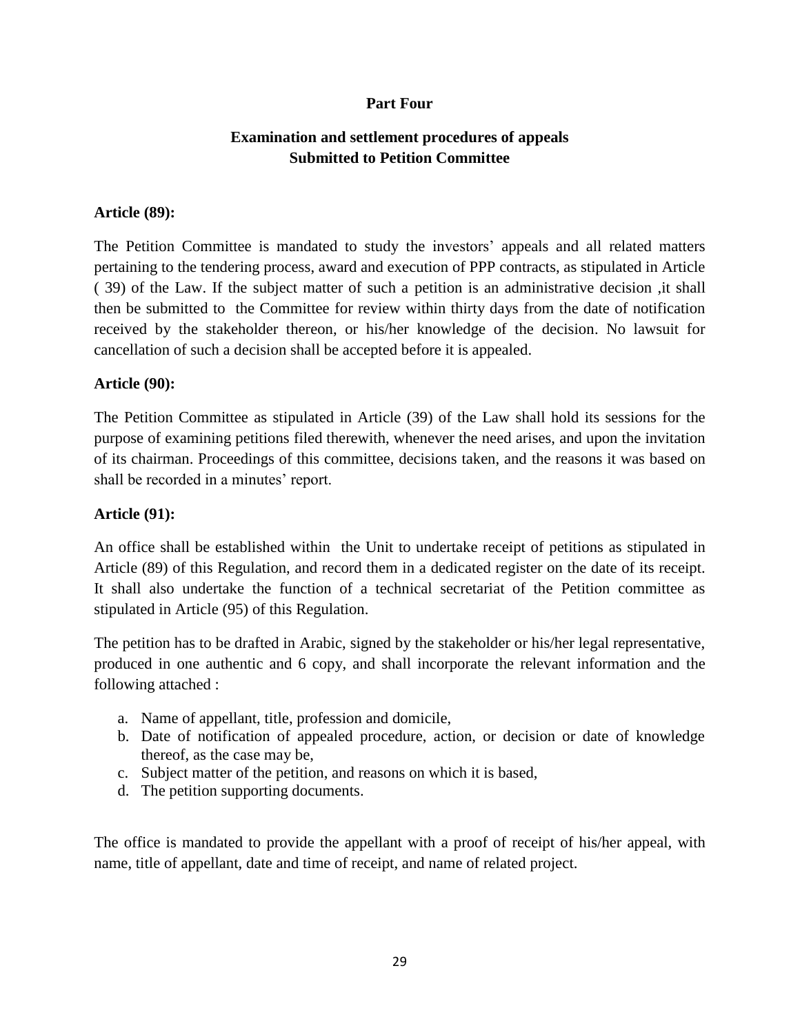## Part Four

## Examination and settlement procedures of appeals Submitted to Petition Committee

**Article (89):**

The Petition Committee is mandated to study the investors' appeals and all related matters pertaining to the tendering process, award and execution of PPP contracts, as stipulated in Article ( 39) of the Law. If the subject matter of such a petition is an administrative decision ,it shall then be submitted to the Committee for review within thirty days from the date of notification received by the stakeholder thereon, or his/her knowledge of the decision. No lawsuit for cancellation of such a decision shall be accepted before it is appealed.

**Article (90):**

The Petition Committee as stipulated in Article (39) of the Law shall hold its sessions for the purpose of examining petitions filed therewith, whenever the need arises, and upon the invitation of its chairman. Proceedings of this committee, decisions taken, and the reasons it was based on shall be recorded in a minutes' report.

**Article (91):**

An office shall be established within the Unit to undertake receipt of petitions as stipulated in Article (89) of this Regulation, and record them in a dedicated register on the date of its receipt. It shall also undertake the function of a technical secretariat of the Petition committee as stipulated in Article (95) of this Regulation.

The petition has to be drafted in Arabic, signed by the stakeholder or his/her legal representative, produced in one authentic and 6 copy, and shall incorporate the relevant information and the following attached :

a. Name of appellant, title, profession and domicile,
b. Date of notification of appealed procedure, action, or decision or date of knowledge thereof, as the case may be,
c. Subject matter of the petition, and reasons on which it is based,
d. The petition supporting documents.

The office is mandated to provide the appellant with a proof of receipt of his/her appeal, with name, title of appellant, date and time of receipt, and name of related project.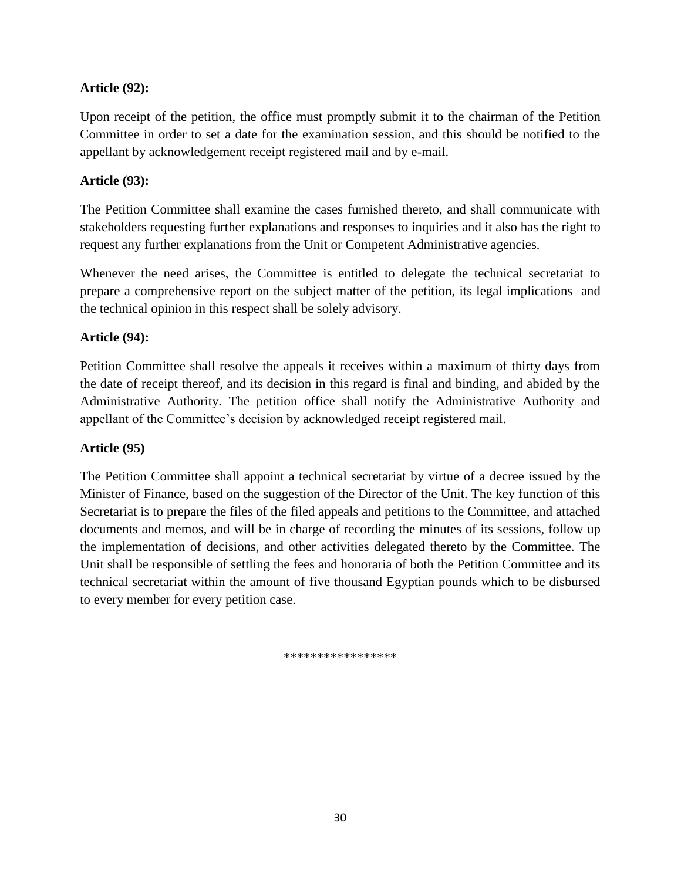**Article (92):**

Upon receipt of the petition, the office must promptly submit it to the chairman of the Petition Committee in order to set a date for the examination session, and this should be notified to the appellant by acknowledgement receipt registered mail and by e-mail.

**Article (93):**

The Petition Committee shall examine the cases furnished thereto, and shall communicate with stakeholders requesting further explanations and responses to inquiries and it also has the right to request any further explanations from the Unit or Competent Administrative agencies.

Whenever the need arises, the Committee is entitled to delegate the technical secretariat to prepare a comprehensive report on the subject matter of the petition, its legal implications and the technical opinion in this respect shall be solely advisory.

**Article (94):**

Petition Committee shall resolve the appeals it receives within a maximum of thirty days from the date of receipt thereof, and its decision in this regard is final and binding, and abided by the Administrative Authority. The petition office shall notify the Administrative Authority and appellant of the Committee's decision by acknowledged receipt registered mail.

**Article (95)**

The Petition Committee shall appoint a technical secretariat by virtue of a decree issued by the Minister of Finance, based on the suggestion of the Director of the Unit. The key function of this Secretariat is to prepare the files of the filed appeals and petitions to the Committee, and attached documents and memos, and will be in charge of recording the minutes of its sessions, follow up the implementation of decisions, and other activities delegated thereto by the Committee. The Unit shall be responsible of settling the fees and honoraria of both the Petition Committee and its technical secretariat within the amount of five thousand Egyptian pounds which to be disbursed to every member for every petition case.

*****************